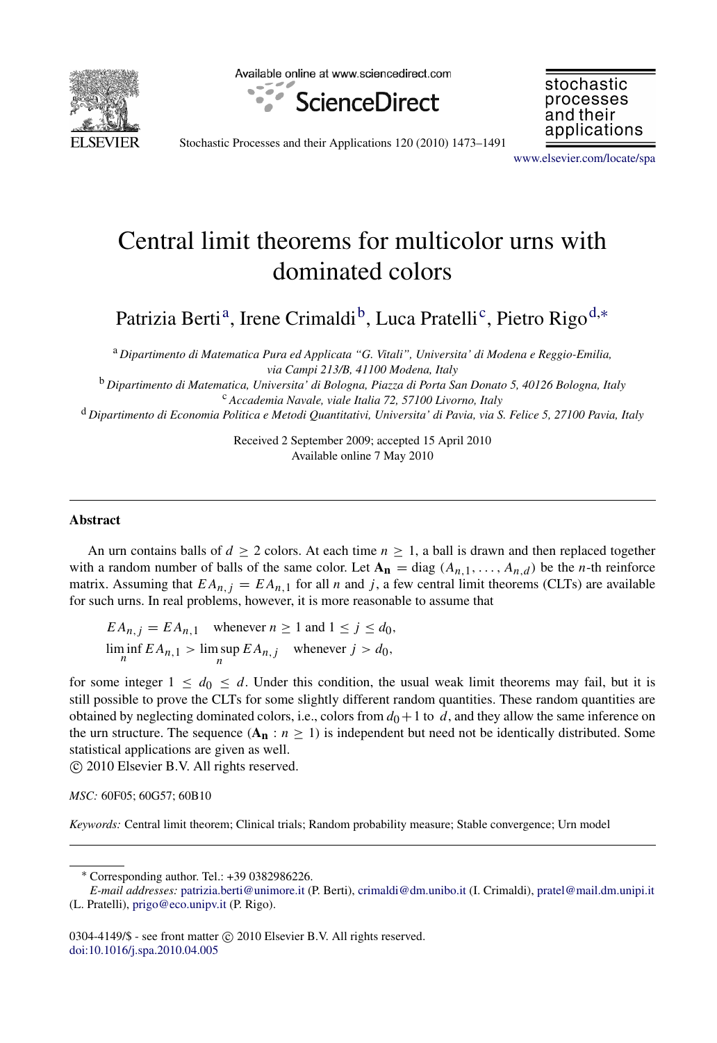# Central limit theorems for multicolor urns with dominated colors

Patrizia Berti[a], Irene Crimaldi[b], Luca Pratelli[c], Pietro Rigo[d,*]

[a] *Dipartimento di Matematica Pura ed Applicata "G. Vitali", Universita' di Modena e Reggio-Emilia, via Campi 213/B, 41100 Modena, Italy*

[b] *Dipartimento di Matematica, Universita' di Bologna, Piazza di Porta San Donato 5, 40126 Bologna, Italy*

[c] *Accademia Navale, viale Italia 72, 57100 Livorno, Italy*

[d] *Dipartimento di Economia Politica e Metodi Quantitativi, Universita' di Pavia, via S. Felice 5, 27100 Pavia, Italy*

Received 2 September 2009; accepted 15 April 2010
Available online 7 May 2010

## Abstract

An urn contains balls of $d \geq 2$ colors. At each time $n \geq 1$, a ball is drawn and then replaced together with a random number of balls of the same color. Let $\mathbf{A_n} = \text{diag}\,(A_{n,1}, \ldots, A_{n,d})$ be the $n$-th reinforce matrix. Assuming that $EA_{n,j} = EA_{n,1}$ for all $n$ and $j$, a few central limit theorems (CLTs) are available for such urns. In real problems, however, it is more reasonable to assume that

$$EA_{n,j} = EA_{n,1} \quad \text{whenever } n \geq 1 \text{ and } 1 \leq j \leq d_0,$$
$$\liminf_n EA_{n,1} > \limsup_n EA_{n,j} \quad \text{whenever } j > d_0,$$

for some integer $1 \leq d_0 \leq d$. Under this condition, the usual weak limit theorems may fail, but it is still possible to prove the CLTs for some slightly different random quantities. These random quantities are obtained by neglecting dominated colors, i.e., colors from $d_0+1$ to $d$, and they allow the same inference on the urn structure. The sequence $(\mathbf{A_n} : n \geq 1)$ is independent but need not be identically distributed. Some statistical applications are given as well.

© 2010 Elsevier B.V. All rights reserved.

*MSC:* 60F05; 60G57; 60B10

*Keywords:* Central limit theorem; Clinical trials; Random probability measure; Stable convergence; Urn model

---

\* Corresponding author. Tel.: +39 0382986226.

*E-mail addresses:* patrizia.berti@unimore.it (P. Berti), crimaldi@dm.unibo.it (I. Crimaldi), pratel@mail.dm.unipi.it (L. Pratelli), prigo@eco.unipv.it (P. Rigo).

0304-4149/$ - see front matter © 2010 Elsevier B.V. All rights reserved.
doi:10.1016/j.spa.2010.04.005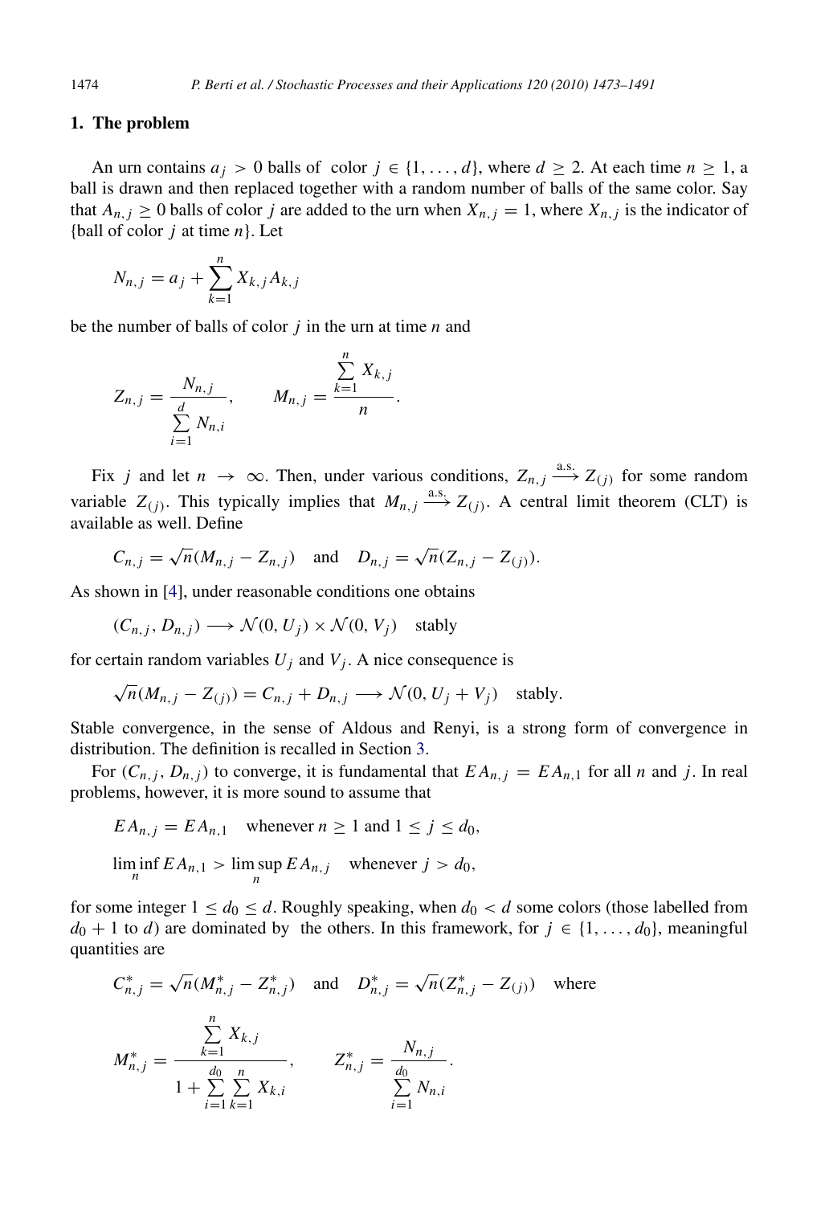## 1. The problem

An urn contains $a_j > 0$ balls of color $j \in \{1, \ldots, d\}$, where $d \geq 2$. At each time $n \geq 1$, a ball is drawn and then replaced together with a random number of balls of the same color. Say that $A_{n,j} \geq 0$ balls of color $j$ are added to the urn when $X_{n,j} = 1$, where $X_{n,j}$ is the indicator of {ball of color $j$ at time $n$}. Let

$$N_{n,j} = a_j + \sum_{k=1}^{n} X_{k,j} A_{k,j}$$

be the number of balls of color $j$ in the urn at time $n$ and

$$Z_{n,j} = \frac{N_{n,j}}{\sum_{i=1}^{d} N_{n,i}}, \qquad M_{n,j} = \frac{\sum_{k=1}^{n} X_{k,j}}{n}.$$

Fix $j$ and let $n \to \infty$. Then, under various conditions, $Z_{n,j} \xrightarrow{\text{a.s.}} Z_{(j)}$ for some random variable $Z_{(j)}$. This typically implies that $M_{n,j} \xrightarrow{\text{a.s.}} Z_{(j)}$. A central limit theorem (CLT) is available as well. Define

$$C_{n,j} = \sqrt{n}(M_{n,j} - Z_{n,j}) \quad \text{and} \quad D_{n,j} = \sqrt{n}(Z_{n,j} - Z_{(j)}).$$

As shown in [4], under reasonable conditions one obtains

$$(C_{n,j}, D_{n,j}) \longrightarrow \mathcal{N}(0, U_j) \times \mathcal{N}(0, V_j) \quad \text{stably}$$

for certain random variables $U_j$ and $V_j$. A nice consequence is

$$\sqrt{n}(M_{n,j} - Z_{(j)}) = C_{n,j} + D_{n,j} \longrightarrow \mathcal{N}(0, U_j + V_j) \quad \text{stably}.$$

Stable convergence, in the sense of Aldous and Renyi, is a strong form of convergence in distribution. The definition is recalled in Section 3.

For $(C_{n,j}, D_{n,j})$ to converge, it is fundamental that $EA_{n,j} = EA_{n,1}$ for all $n$ and $j$. In real problems, however, it is more sound to assume that

$$EA_{n,j} = EA_{n,1} \quad \text{whenever } n \geq 1 \text{ and } 1 \leq j \leq d_0,$$

$$\liminf_n EA_{n,1} > \limsup_n EA_{n,j} \quad \text{whenever } j > d_0,$$

for some integer $1 \leq d_0 \leq d$. Roughly speaking, when $d_0 < d$ some colors (those labelled from $d_0 + 1$ to $d$) are dominated by the others. In this framework, for $j \in \{1, \ldots, d_0\}$, meaningful quantities are

$$C^*_{n,j} = \sqrt{n}(M^*_{n,j} - Z^*_{n,j}) \quad \text{and} \quad D^*_{n,j} = \sqrt{n}(Z^*_{n,j} - Z_{(j)}) \quad \text{where}$$

$$M^*_{n,j} = \frac{\sum_{k=1}^{n} X_{k,j}}{1 + \sum_{i=1}^{d_0} \sum_{k=1}^{n} X_{k,i}}, \qquad Z^*_{n,j} = \frac{N_{n,j}}{\sum_{i=1}^{d_0} N_{n,i}}.$$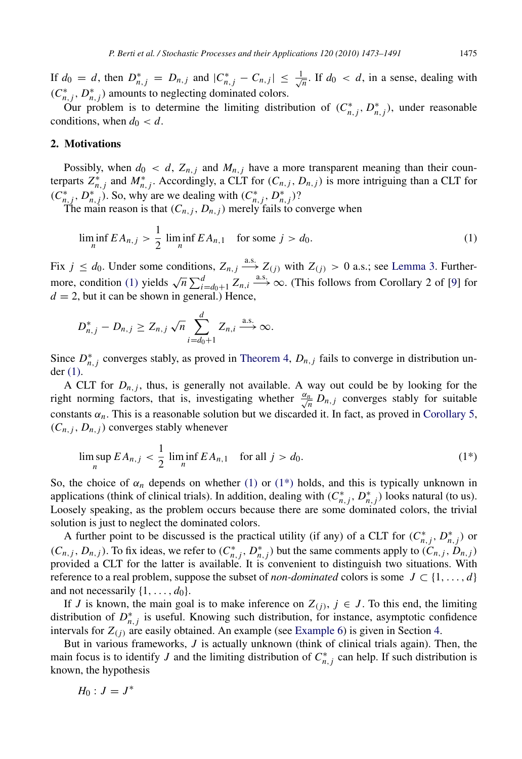If $d_0 = d$, then $D^*_{n,j} = D_{n,j}$ and $|C^*_{n,j} - C_{n,j}| \leq \frac{1}{\sqrt{n}}$. If $d_0 < d$, in a sense, dealing with $(C^*_{n,j}, D^*_{n,j})$ amounts to neglecting dominated colors.

Our problem is to determine the limiting distribution of $(C^*_{n,j}, D^*_{n,j})$, under reasonable conditions, when $d_0 < d$.

## 2. Motivations

Possibly, when $d_0 < d$, $Z_{n,j}$ and $M_{n,j}$ have a more transparent meaning than their counterparts $Z^*_{n,j}$ and $M^*_{n,j}$. Accordingly, a CLT for $(C_{n,j}, D_{n,j})$ is more intriguing than a CLT for $(C^*_{n,j}, D^*_{n,j})$. So, why are we dealing with $(C^*_{n,j}, D^*_{n,j})$?

The main reason is that $(C_{n,j}, D_{n,j})$ merely fails to converge when

$$\liminf_n EA_{n,j} > \frac{1}{2} \liminf_n EA_{n,1} \quad \text{for some } j > d_0. \tag{1}$$

Fix $j \leq d_0$. Under some conditions, $Z_{n,j} \xrightarrow{\text{a.s.}} Z_{(j)}$ with $Z_{(j)} > 0$ a.s.; see Lemma 3. Furthermore, condition (1) yields $\sqrt{n} \sum_{i=d_0+1}^{d} Z_{n,i} \xrightarrow{\text{a.s.}} \infty$. (This follows from Corollary 2 of [9] for $d = 2$, but it can be shown in general.) Hence,

$$D^*_{n,j} - D_{n,j} \geq Z_{n,j} \sqrt{n} \sum_{i=d_0+1}^{d} Z_{n,i} \xrightarrow{\text{a.s.}} \infty.$$

Since $D^*_{n,j}$ converges stably, as proved in Theorem 4, $D_{n,j}$ fails to converge in distribution under (1).

A CLT for $D_{n,j}$, thus, is generally not available. A way out could be by looking for the right norming factors, that is, investigating whether $\frac{\alpha_n}{\sqrt{n}} D_{n,j}$ converges stably for suitable constants $\alpha_n$. This is a reasonable solution but we discarded it. In fact, as proved in Corollary 5, $(C_{n,j}, D_{n,j})$ converges stably whenever

$$\limsup_n EA_{n,j} < \frac{1}{2} \liminf_n EA_{n,1} \quad \text{for all } j > d_0. \tag{1*}$$

So, the choice of $\alpha_n$ depends on whether (1) or (1*) holds, and this is typically unknown in applications (think of clinical trials). In addition, dealing with $(C^*_{n,j}, D^*_{n,j})$ looks natural (to us). Loosely speaking, as the problem occurs because there are some dominated colors, the trivial solution is just to neglect the dominated colors.

A further point to be discussed is the practical utility (if any) of a CLT for $(C^*_{n,j}, D^*_{n,j})$ or $(C_{n,j}, D_{n,j})$. To fix ideas, we refer to $(C^*_{n,j}, D^*_{n,j})$ but the same comments apply to $(C_{n,j}, D_{n,j})$ provided a CLT for the latter is available. It is convenient to distinguish two situations. With reference to a real problem, suppose the subset of *non-dominated* colors is some $J \subset \{1, \ldots, d\}$ and not necessarily $\{1, \ldots, d_0\}$.

If $J$ is known, the main goal is to make inference on $Z_{(j)}$, $j \in J$. To this end, the limiting distribution of $D^*_{n,j}$ is useful. Knowing such distribution, for instance, asymptotic confidence intervals for $Z_{(j)}$ are easily obtained. An example (see Example 6) is given in Section 4.

But in various frameworks, $J$ is actually unknown (think of clinical trials again). Then, the main focus is to identify $J$ and the limiting distribution of $C^*_{n,j}$ can help. If such distribution is known, the hypothesis

$$H_0 : J = J^*$$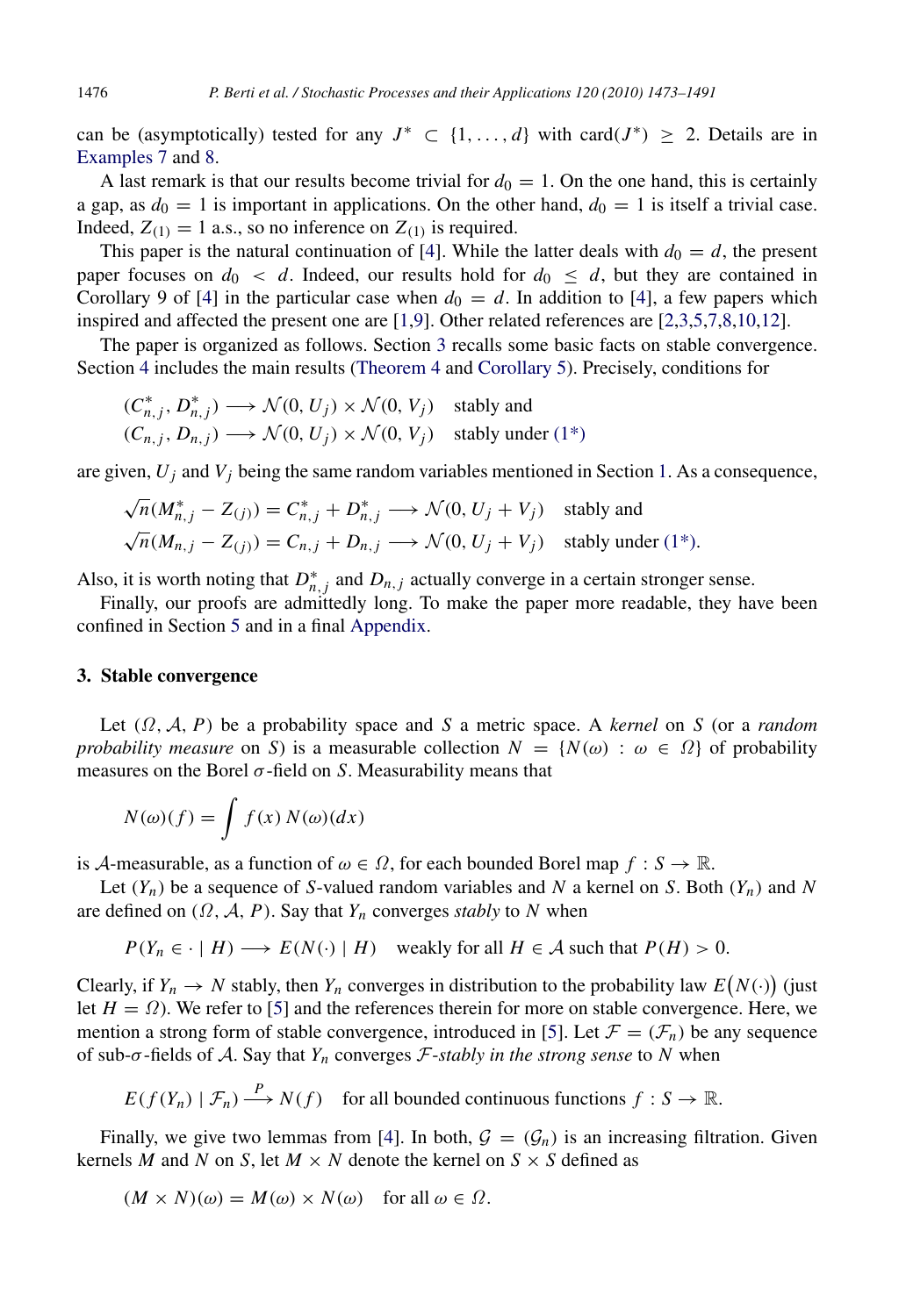can be (asymptotically) tested for any $J^* \subset \{1, \ldots, d\}$ with $\text{card}(J^*) \geq 2$. Details are in Examples 7 and 8.

A last remark is that our results become trivial for $d_0 = 1$. On the one hand, this is certainly a gap, as $d_0 = 1$ is important in applications. On the other hand, $d_0 = 1$ is itself a trivial case. Indeed, $Z_{(1)} = 1$ a.s., so no inference on $Z_{(1)}$ is required.

This paper is the natural continuation of [4]. While the latter deals with $d_0 = d$, the present paper focuses on $d_0 < d$. Indeed, our results hold for $d_0 \leq d$, but they are contained in Corollary 9 of [4] in the particular case when $d_0 = d$. In addition to [4], a few papers which inspired and affected the present one are [1,9]. Other related references are [2,3,5,7,8,10,12].

The paper is organized as follows. Section 3 recalls some basic facts on stable convergence. Section 4 includes the main results (Theorem 4 and Corollary 5). Precisely, conditions for

$$(C^*_{n,j}, D^*_{n,j}) \longrightarrow \mathcal{N}(0, U_j) \times \mathcal{N}(0, V_j) \quad \text{stably and}$$
$$(C_{n,j}, D_{n,j}) \longrightarrow \mathcal{N}(0, U_j) \times \mathcal{N}(0, V_j) \quad \text{stably under (1*)}$$

are given, $U_j$ and $V_j$ being the same random variables mentioned in Section 1. As a consequence,

$$\sqrt{n}(M^*_{n,j} - Z_{(j)}) = C^*_{n,j} + D^*_{n,j} \longrightarrow \mathcal{N}(0, U_j + V_j) \quad \text{stably and}$$
$$\sqrt{n}(M_{n,j} - Z_{(j)}) = C_{n,j} + D_{n,j} \longrightarrow \mathcal{N}(0, U_j + V_j) \quad \text{stably under (1*)}.$$

Also, it is worth noting that $D^*_{n,j}$ and $D_{n,j}$ actually converge in a certain stronger sense.

Finally, our proofs are admittedly long. To make the paper more readable, they have been confined in Section 5 and in a final Appendix.

## 3. Stable convergence

Let $(\Omega, \mathcal{A}, P)$ be a probability space and $S$ a metric space. A *kernel* on $S$ (or a *random probability measure* on $S$) is a measurable collection $N = \{N(\omega) : \omega \in \Omega\}$ of probability measures on the Borel $\sigma$-field on $S$. Measurability means that

$$N(\omega)(f) = \int f(x)\, N(\omega)(dx)$$

is $\mathcal{A}$-measurable, as a function of $\omega \in \Omega$, for each bounded Borel map $f : S \to \mathbb{R}$.

Let $(Y_n)$ be a sequence of $S$-valued random variables and $N$ a kernel on $S$. Both $(Y_n)$ and $N$ are defined on $(\Omega, \mathcal{A}, P)$. Say that $Y_n$ converges *stably* to $N$ when

$$P(Y_n \in \cdot \mid H) \longrightarrow E(N(\cdot) \mid H) \quad \text{weakly for all } H \in \mathcal{A} \text{ such that } P(H) > 0.$$

Clearly, if $Y_n \to N$ stably, then $Y_n$ converges in distribution to the probability law $E\big(N(\cdot)\big)$ (just let $H = \Omega$). We refer to [5] and the references therein for more on stable convergence. Here, we mention a strong form of stable convergence, introduced in [5]. Let $\mathcal{F} = (\mathcal{F}_n)$ be any sequence of sub-$\sigma$-fields of $\mathcal{A}$. Say that $Y_n$ converges *$\mathcal{F}$-stably in the strong sense* to $N$ when

$$E(f(Y_n) \mid \mathcal{F}_n) \xrightarrow{P} N(f) \quad \text{for all bounded continuous functions } f : S \to \mathbb{R}.$$

Finally, we give two lemmas from [4]. In both, $\mathcal{G} = (\mathcal{G}_n)$ is an increasing filtration. Given kernels $M$ and $N$ on $S$, let $M \times N$ denote the kernel on $S \times S$ defined as

$$(M \times N)(\omega) = M(\omega) \times N(\omega) \quad \text{for all } \omega \in \Omega.$$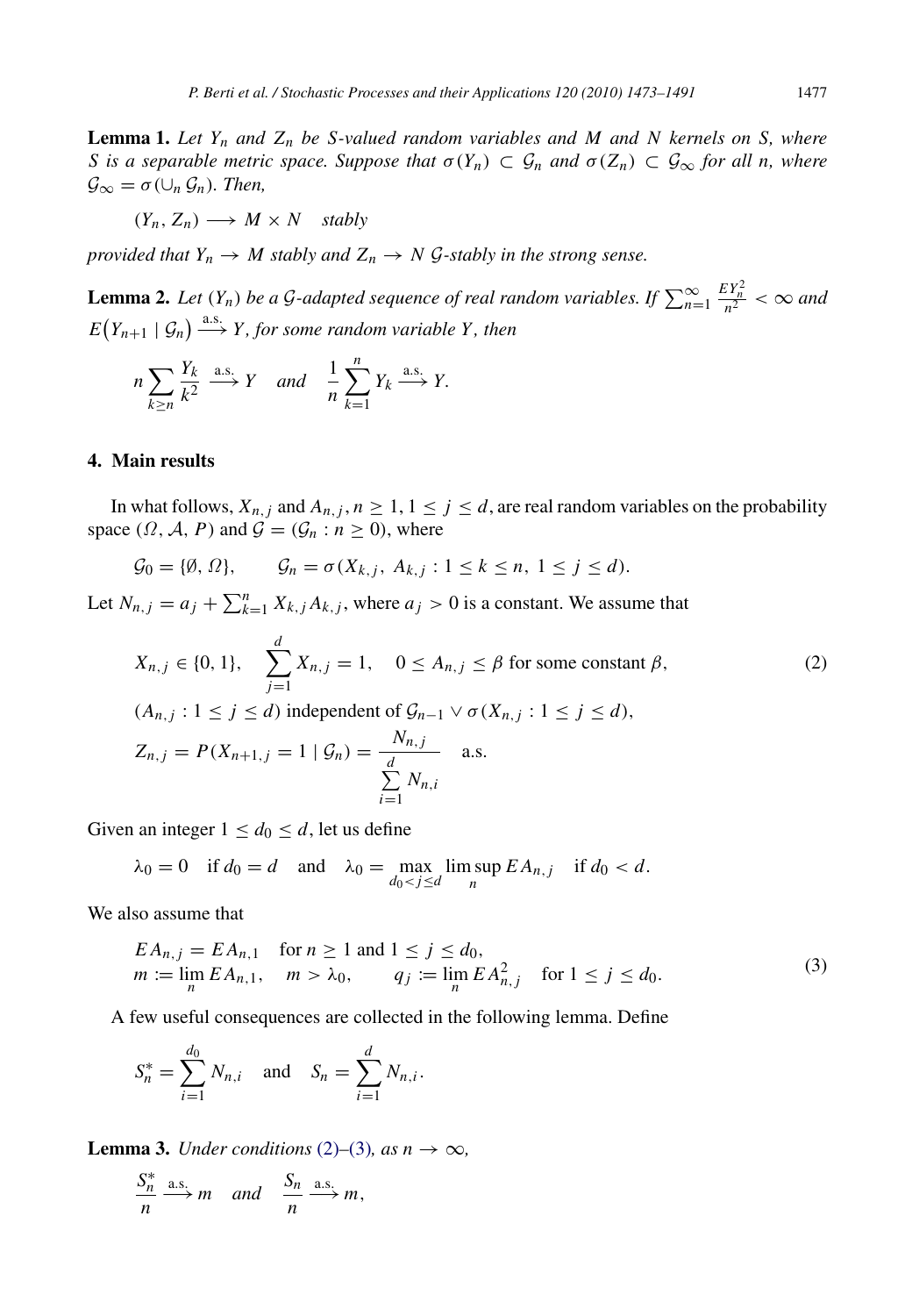**Lemma 1.** *Let $Y_n$ and $Z_n$ be $S$-valued random variables and $M$ and $N$ kernels on $S$, where $S$ is a separable metric space. Suppose that $\sigma(Y_n) \subset \mathcal{G}_n$ and $\sigma(Z_n) \subset \mathcal{G}_\infty$ for all $n$, where $\mathcal{G}_\infty = \sigma(\cup_n \mathcal{G}_n)$. Then,*

$$(Y_n, Z_n) \longrightarrow M \times N \quad \text{stably}$$

*provided that $Y_n \to M$ stably and $Z_n \to N$ $\mathcal{G}$-stably in the strong sense.*

**Lemma 2.** *Let $(Y_n)$ be a $\mathcal{G}$-adapted sequence of real random variables. If $\sum_{n=1}^{\infty} \frac{EY_n^2}{n^2} < \infty$ and $E\big(Y_{n+1} \mid \mathcal{G}_n\big) \xrightarrow{\text{a.s.}} Y$, for some random variable $Y$, then*

$$n \sum_{k \geq n} \frac{Y_k}{k^2} \xrightarrow{\text{a.s.}} Y \quad \text{and} \quad \frac{1}{n} \sum_{k=1}^{n} Y_k \xrightarrow{\text{a.s.}} Y.$$

## 4. Main results

In what follows, $X_{n,j}$ and $A_{n,j}$, $n \geq 1$, $1 \leq j \leq d$, are real random variables on the probability space $(\Omega, \mathcal{A}, P)$ and $\mathcal{G} = (\mathcal{G}_n : n \geq 0)$, where

$$\mathcal{G}_0 = \{\emptyset, \Omega\}, \qquad \mathcal{G}_n = \sigma(X_{k,j}, A_{k,j} : 1 \leq k \leq n, \ 1 \leq j \leq d).$$

Let $N_{n,j} = a_j + \sum_{k=1}^{n} X_{k,j} A_{k,j}$, where $a_j > 0$ is a constant. We assume that

$$X_{n,j} \in \{0, 1\}, \quad \sum_{j=1}^{d} X_{n,j} = 1, \quad 0 \leq A_{n,j} \leq \beta \text{ for some constant } \beta, \tag{2}$$
$$(A_{n,j} : 1 \leq j \leq d) \text{ independent of } \mathcal{G}_{n-1} \vee \sigma(X_{n,j} : 1 \leq j \leq d),$$
$$Z_{n,j} = P(X_{n+1,j} = 1 \mid \mathcal{G}_n) = \frac{N_{n,j}}{\sum_{i=1}^{d} N_{n,i}} \quad \text{a.s.}$$

Given an integer $1 \leq d_0 \leq d$, let us define

$$\lambda_0 = 0 \quad \text{if } d_0 = d \quad \text{and} \quad \lambda_0 = \max_{d_0 < j \leq d} \limsup_n EA_{n,j} \quad \text{if } d_0 < d.$$

We also assume that

$$\begin{aligned} &EA_{n,j} = EA_{n,1} \quad \text{for } n \geq 1 \text{ and } 1 \leq j \leq d_0, \\ &m := \lim_n EA_{n,1}, \quad m > \lambda_0, \qquad q_j := \lim_n EA_{n,j}^2 \quad \text{for } 1 \leq j \leq d_0. \end{aligned} \tag{3}$$

A few useful consequences are collected in the following lemma. Define

$$S_n^* = \sum_{i=1}^{d_0} N_{n,i} \quad \text{and} \quad S_n = \sum_{i=1}^{d} N_{n,i}.$$

**Lemma 3.** *Under conditions (2)–(3), as $n \to \infty$,*

$$\frac{S_n^*}{n} \xrightarrow{\text{a.s.}} m \quad \text{and} \quad \frac{S_n}{n} \xrightarrow{\text{a.s.}} m,$$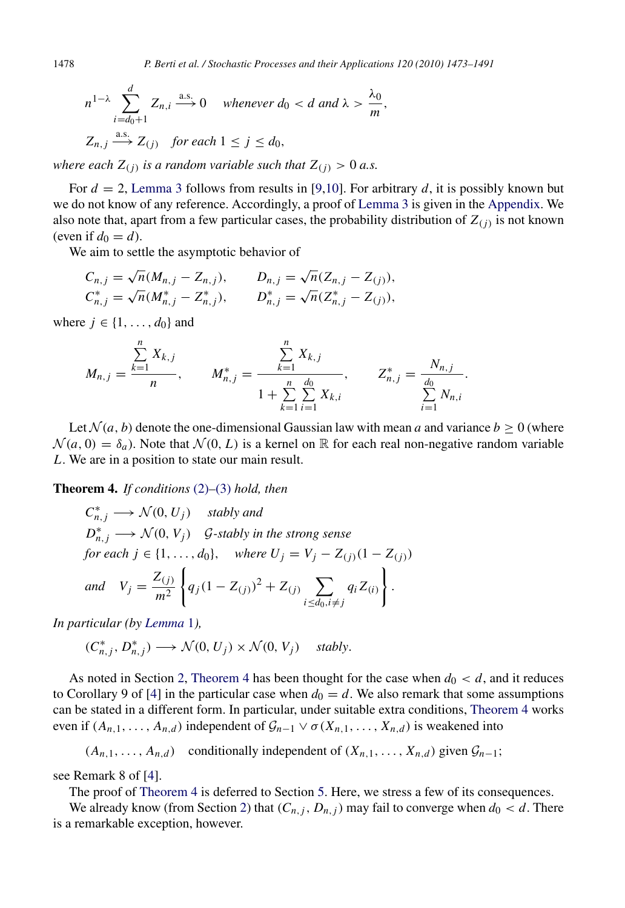$$n^{1-\lambda} \sum_{i=d_0+1}^{d} Z_{n,i} \xrightarrow{\text{a.s.}} 0 \quad \textit{whenever } d_0 < d \textit{ and } \lambda > \frac{\lambda_0}{m},$$

$$Z_{n,j} \xrightarrow{\text{a.s.}} Z_{(j)} \quad \textit{for each } 1 \leq j \leq d_0,$$

*where each $Z_{(j)}$ is a random variable such that $Z_{(j)} > 0$ a.s.*

For $d = 2$, Lemma 3 follows from results in [9,10]. For arbitrary $d$, it is possibly known but we do not know of any reference. Accordingly, a proof of Lemma 3 is given in the Appendix. We also note that, apart from a few particular cases, the probability distribution of $Z_{(j)}$ is not known (even if $d_0 = d$).

We aim to settle the asymptotic behavior of

$$C_{n,j} = \sqrt{n}(M_{n,j} - Z_{n,j}), \qquad D_{n,j} = \sqrt{n}(Z_{n,j} - Z_{(j)}),$$
$$C^*_{n,j} = \sqrt{n}(M^*_{n,j} - Z^*_{n,j}), \qquad D^*_{n,j} = \sqrt{n}(Z^*_{n,j} - Z_{(j)}),$$

where $j \in \{1, \ldots, d_0\}$ and

$$M_{n,j} = \frac{\sum_{k=1}^{n} X_{k,j}}{n}, \qquad M^*_{n,j} = \frac{\sum_{k=1}^{n} X_{k,j}}{1 + \sum_{k=1}^{n} \sum_{i=1}^{d_0} X_{k,i}}, \qquad Z^*_{n,j} = \frac{N_{n,j}}{\sum_{i=1}^{d_0} N_{n,i}}.$$

Let $\mathcal{N}(a, b)$ denote the one-dimensional Gaussian law with mean $a$ and variance $b \geq 0$ (where $\mathcal{N}(a, 0) = \delta_a$). Note that $\mathcal{N}(0, L)$ is a kernel on $\mathbb{R}$ for each real non-negative random variable $L$. We are in a position to state our main result.

**Theorem 4.** *If conditions (2)–(3) hold, then*

$$C^*_{n,j} \longrightarrow \mathcal{N}(0, U_j) \quad \textit{stably and}$$
$$D^*_{n,j} \longrightarrow \mathcal{N}(0, V_j) \quad \mathcal{G}\textit{-stably in the strong sense}$$
$$\textit{for each } j \in \{1, \ldots, d_0\}, \quad \textit{where } U_j = V_j - Z_{(j)}(1 - Z_{(j)})$$
$$\textit{and} \quad V_j = \frac{Z_{(j)}}{m^2} \left\{ q_j (1 - Z_{(j)})^2 + Z_{(j)} \sum_{i \leq d_0, i \neq j} q_i Z_{(i)} \right\}.$$

*In particular (by Lemma 1),*

$$(C^*_{n,j}, D^*_{n,j}) \longrightarrow \mathcal{N}(0, U_j) \times \mathcal{N}(0, V_j) \quad \textit{stably.}$$

As noted in Section 2, Theorem 4 has been thought for the case when $d_0 < d$, and it reduces to Corollary 9 of [4] in the particular case when $d_0 = d$. We also remark that some assumptions can be stated in a different form. In particular, under suitable extra conditions, Theorem 4 works even if $(A_{n,1}, \ldots, A_{n,d})$ independent of $\mathcal{G}_{n-1} \vee \sigma(X_{n,1}, \ldots, X_{n,d})$ is weakened into

$$(A_{n,1}, \ldots, A_{n,d}) \quad \text{conditionally independent of } (X_{n,1}, \ldots, X_{n,d}) \text{ given } \mathcal{G}_{n-1};$$

see Remark 8 of [4].

The proof of Theorem 4 is deferred to Section 5. Here, we stress a few of its consequences.

We already know (from Section 2) that $(C_{n,j}, D_{n,j})$ may fail to converge when $d_0 < d$. There is a remarkable exception, however.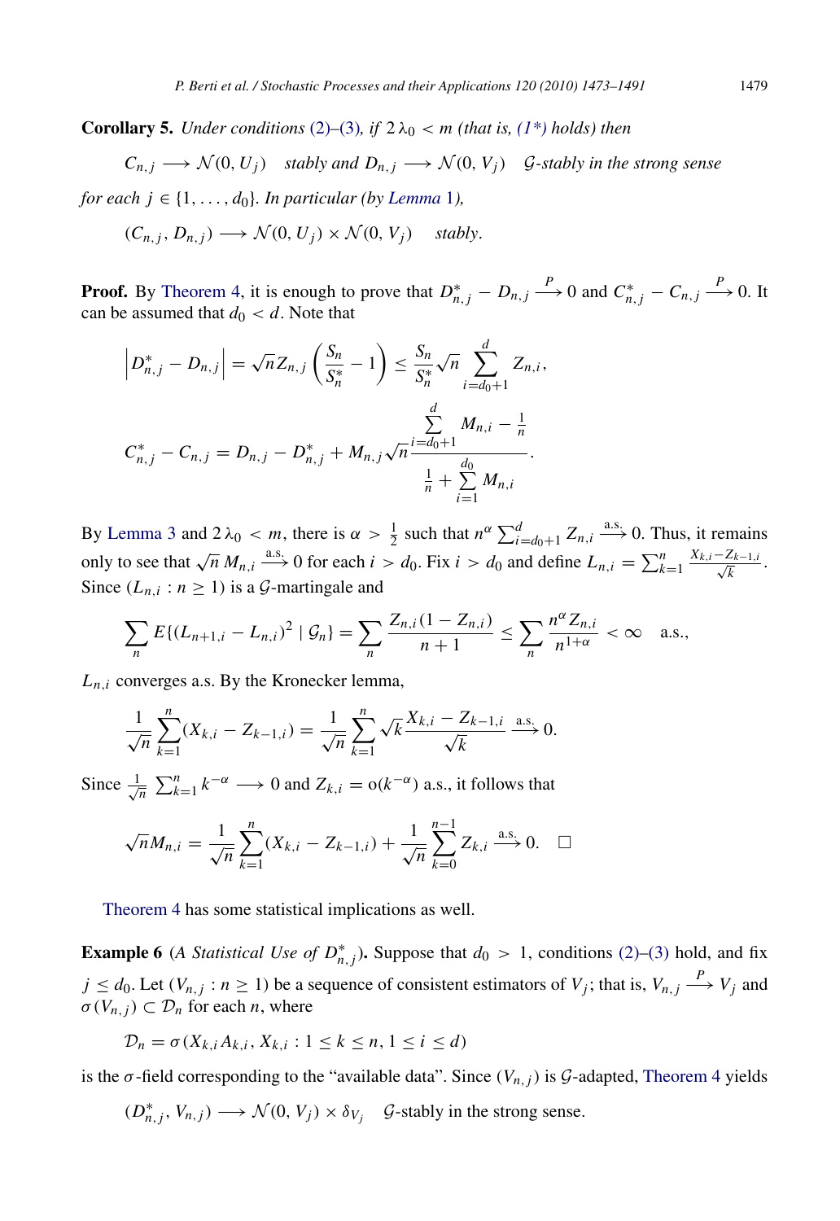**Corollary 5.** *Under conditions (2)–(3), if $2\,\lambda_0 < m$ (that is, (1\*) holds) then*

$$C_{n,j} \longrightarrow \mathcal{N}(0, U_j) \quad \text{stably and } D_{n,j} \longrightarrow \mathcal{N}(0, V_j) \quad \mathcal{G}\text{-stably in the strong sense}$$

*for each $j \in \{1, \dots, d_0\}$. In particular (by Lemma 1),*

$$(C_{n,j}, D_{n,j}) \longrightarrow \mathcal{N}(0, U_j) \times \mathcal{N}(0, V_j) \quad \text{stably.}$$

**Proof.** By Theorem 4, it is enough to prove that $D^*_{n,j} - D_{n,j} \xrightarrow{P} 0$ and $C^*_{n,j} - C_{n,j} \xrightarrow{P} 0$. It can be assumed that $d_0 < d$. Note that

$$\left| D^*_{n,j} - D_{n,j} \right| = \sqrt{n} Z_{n,j} \left( \frac{S_n}{S^*_n} - 1 \right) \le \frac{S_n}{S^*_n} \sqrt{n} \sum_{i=d_0+1}^{d} Z_{n,i},$$

$$C^*_{n,j} - C_{n,j} = D_{n,j} - D^*_{n,j} + M_{n,j} \sqrt{n} \frac{\sum_{i=d_0+1}^{d} M_{n,i} - \frac{1}{n}}{\frac{1}{n} + \sum_{i=1}^{d_0} M_{n,i}}.$$

By Lemma 3 and $2\,\lambda_0 < m$, there is $\alpha > \frac{1}{2}$ such that $n^\alpha \sum_{i=d_0+1}^{d} Z_{n,i} \xrightarrow{\text{a.s.}} 0$. Thus, it remains only to see that $\sqrt{n}\, M_{n,i} \xrightarrow{\text{a.s.}} 0$ for each $i > d_0$. Fix $i > d_0$ and define $L_{n,i} = \sum_{k=1}^{n} \frac{X_{k,i} - Z_{k-1,i}}{\sqrt{k}}$. Since $(L_{n,i} : n \ge 1)$ is a $\mathcal{G}$-martingale and

$$\sum_n E\{(L_{n+1,i} - L_{n,i})^2 \mid \mathcal{G}_n\} = \sum_n \frac{Z_{n,i}(1 - Z_{n,i})}{n+1} \le \sum_n \frac{n^\alpha Z_{n,i}}{n^{1+\alpha}} < \infty \quad \text{a.s.,}$$

$L_{n,i}$ converges a.s. By the Kronecker lemma,

$$\frac{1}{\sqrt{n}} \sum_{k=1}^{n} (X_{k,i} - Z_{k-1,i}) = \frac{1}{\sqrt{n}} \sum_{k=1}^{n} \sqrt{k} \frac{X_{k,i} - Z_{k-1,i}}{\sqrt{k}} \xrightarrow{\text{a.s.}} 0.$$

Since $\frac{1}{\sqrt{n}} \sum_{k=1}^{n} k^{-\alpha} \longrightarrow 0$ and $Z_{k,i} = \mathrm{o}(k^{-\alpha})$ a.s., it follows that

$$\sqrt{n} M_{n,i} = \frac{1}{\sqrt{n}} \sum_{k=1}^{n} (X_{k,i} - Z_{k-1,i}) + \frac{1}{\sqrt{n}} \sum_{k=0}^{n-1} Z_{k,i} \xrightarrow{\text{a.s.}} 0. \quad \square$$

Theorem 4 has some statistical implications as well.

**Example 6** (*A Statistical Use of $D^*_{n,j}$*)**.** Suppose that $d_0 > 1$, conditions (2)–(3) hold, and fix $j \le d_0$. Let $(V_{n,j} : n \ge 1)$ be a sequence of consistent estimators of $V_j$; that is, $V_{n,j} \xrightarrow{P} V_j$ and $\sigma(V_{n,j}) \subset \mathcal{D}_n$ for each $n$, where

$$\mathcal{D}_n = \sigma(X_{k,i} A_{k,i}, X_{k,i} : 1 \le k \le n, 1 \le i \le d)$$

is the $\sigma$-field corresponding to the "available data". Since $(V_{n,j})$ is $\mathcal{G}$-adapted, Theorem 4 yields

$$(D^*_{n,j}, V_{n,j}) \longrightarrow \mathcal{N}(0, V_j) \times \delta_{V_j} \quad \mathcal{G}\text{-stably in the strong sense.}$$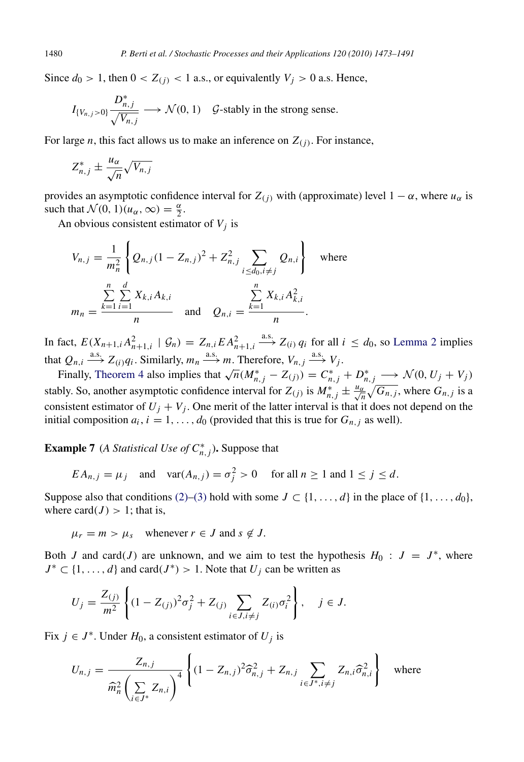Since $d_0 > 1$, then $0 < Z_{(j)} < 1$ a.s., or equivalently $V_j > 0$ a.s. Hence,

$$I_{\{V_{n,j}>0\}} \frac{D^*_{n,j}}{\sqrt{V_{n,j}}} \longrightarrow \mathcal{N}(0,1) \quad \mathcal{G}\text{-stably in the strong sense.}$$

For large $n$, this fact allows us to make an inference on $Z_{(j)}$. For instance,

$$Z^*_{n,j} \pm \frac{u_\alpha}{\sqrt{n}} \sqrt{V_{n,j}}$$

provides an asymptotic confidence interval for $Z_{(j)}$ with (approximate) level $1-\alpha$, where $u_\alpha$ is such that $\mathcal{N}(0,1)(u_\alpha, \infty) = \frac{\alpha}{2}$.

An obvious consistent estimator of $V_j$ is

$$V_{n,j} = \frac{1}{m_n^2} \left\{ Q_{n,j}(1-Z_{n,j})^2 + Z_{n,j}^2 \sum_{i \le d_0, i \ne j} Q_{n,i} \right\} \quad \text{where}$$

$$m_n = \frac{\sum_{k=1}^n \sum_{i=1}^d X_{k,i} A_{k,i}}{n} \quad \text{and} \quad Q_{n,i} = \frac{\sum_{k=1}^n X_{k,i} A_{k,i}^2}{n}.$$

In fact, $E(X_{n+1,i} A_{n+1,i}^2 \mid \mathcal{G}_n) = Z_{n,i} E A_{n+1,i}^2 \xrightarrow{\text{a.s.}} Z_{(i)} q_i$ for all $i \le d_0$, so Lemma 2 implies that $Q_{n,i} \xrightarrow{\text{a.s.}} Z_{(i)} q_i$. Similarly, $m_n \xrightarrow{\text{a.s.}} m$. Therefore, $V_{n,j} \xrightarrow{\text{a.s.}} V_j$.

Finally, Theorem 4 also implies that $\sqrt{n}(M^*_{n,j} - Z_{(j)}) = C^*_{n,j} + D^*_{n,j} \longrightarrow \mathcal{N}(0, U_j + V_j)$ stably. So, another asymptotic confidence interval for $Z_{(j)}$ is $M^*_{n,j} \pm \frac{u_\alpha}{\sqrt{n}} \sqrt{G_{n,j}}$, where $G_{n,j}$ is a consistent estimator of $U_j + V_j$. One merit of the latter interval is that it does not depend on the initial composition $a_i$, $i = 1, \ldots, d_0$ (provided that this is true for $G_{n,j}$ as well).

**Example 7** (*A Statistical Use of* $C^*_{n,j}$)**.** Suppose that

$$E A_{n,j} = \mu_j \quad \text{and} \quad \text{var}(A_{n,j}) = \sigma_j^2 > 0 \quad \text{for all } n \ge 1 \text{ and } 1 \le j \le d.$$

Suppose also that conditions (2)–(3) hold with some $J \subset \{1, \ldots, d\}$ in the place of $\{1, \ldots, d_0\}$, where $\text{card}(J) > 1$; that is,

$$\mu_r = m > \mu_s \quad \text{whenever } r \in J \text{ and } s \notin J.$$

Both $J$ and $\text{card}(J)$ are unknown, and we aim to test the hypothesis $H_0 : J = J^*$, where $J^* \subset \{1, \ldots, d\}$ and $\text{card}(J^*) > 1$. Note that $U_j$ can be written as

$$U_j = \frac{Z_{(j)}}{m^2} \left\{ (1-Z_{(j)})^2 \sigma_j^2 + Z_{(j)} \sum_{i \in J, i \ne j} Z_{(i)} \sigma_i^2 \right\}, \quad j \in J.$$

Fix $j \in J^*$. Under $H_0$, a consistent estimator of $U_j$ is

$$U_{n,j} = \frac{Z_{n,j}}{\widehat{m}_n^2 \left( \sum_{i \in J^*} Z_{n,i} \right)^4} \left\{ (1-Z_{n,j})^2 \widehat{\sigma}_{n,j}^2 + Z_{n,j} \sum_{i \in J^*, i \ne j} Z_{n,i} \widehat{\sigma}_{n,i}^2 \right\} \quad \text{where}$$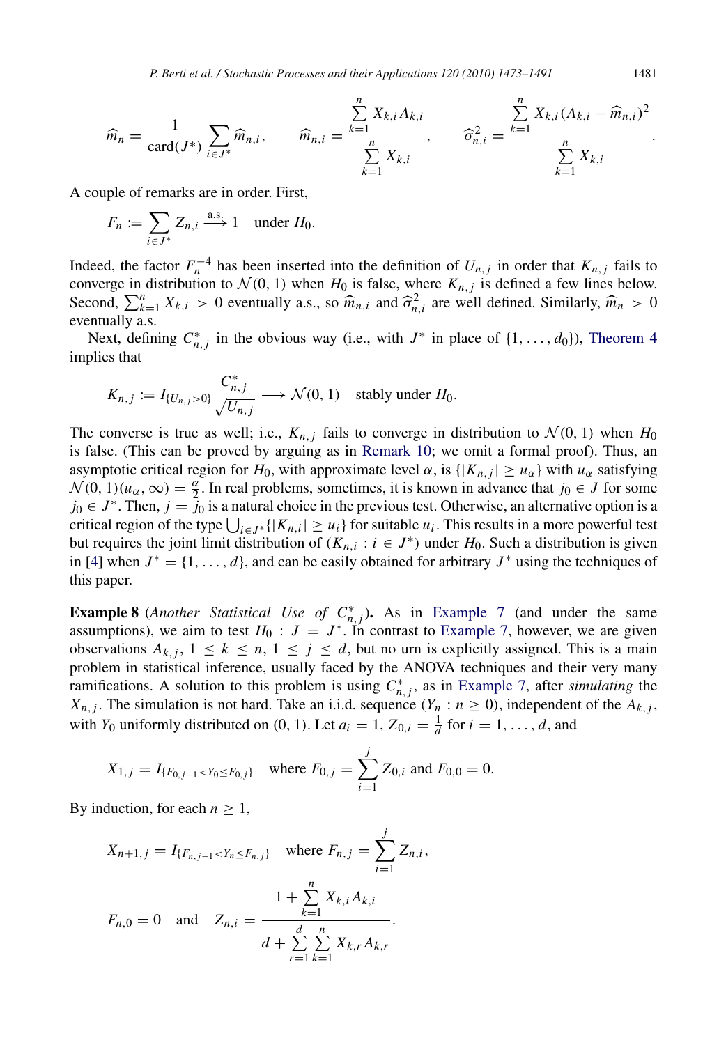$$\widehat{m}_n = \frac{1}{\text{card}(J^*)} \sum_{i \in J^*} \widehat{m}_{n,i}, \qquad \widehat{m}_{n,i} = \frac{\sum_{k=1}^n X_{k,i} A_{k,i}}{\sum_{k=1}^n X_{k,i}}, \qquad \widehat{\sigma}^2_{n,i} = \frac{\sum_{k=1}^n X_{k,i} (A_{k,i} - \widehat{m}_{n,i})^2}{\sum_{k=1}^n X_{k,i}}.$$

A couple of remarks are in order. First,

$$F_n := \sum_{i \in J^*} Z_{n,i} \xrightarrow{\text{a.s.}} 1 \quad \text{under } H_0.$$

Indeed, the factor $F_n^{-4}$ has been inserted into the definition of $U_{n,j}$ in order that $K_{n,j}$ fails to converge in distribution to $\mathcal{N}(0, 1)$ when $H_0$ is false, where $K_{n,j}$ is defined a few lines below. Second, $\sum_{k=1}^n X_{k,i} > 0$ eventually a.s., so $\widehat{m}_{n,i}$ and $\widehat{\sigma}^2_{n,i}$ are well defined. Similarly, $\widehat{m}_n > 0$ eventually a.s.

Next, defining $C^*_{n,j}$ in the obvious way (i.e., with $J^*$ in place of $\{1, \ldots, d_0\}$), Theorem 4 implies that

$$K_{n,j} := I_{\{U_{n,j} > 0\}} \frac{C^*_{n,j}}{\sqrt{U_{n,j}}} \longrightarrow \mathcal{N}(0, 1) \quad \text{stably under } H_0.$$

The converse is true as well; i.e., $K_{n,j}$ fails to converge in distribution to $\mathcal{N}(0, 1)$ when $H_0$ is false. (This can be proved by arguing as in Remark 10; we omit a formal proof). Thus, an asymptotic critical region for $H_0$, with approximate level $\alpha$, is $\{|K_{n,j}| \geq u_\alpha\}$ with $u_\alpha$ satisfying $\mathcal{N}(0, 1)(u_\alpha, \infty) = \frac{\alpha}{2}$. In real problems, sometimes, it is known in advance that $j_0 \in J$ for some $j_0 \in J^*$. Then, $j = j_0$ is a natural choice in the previous test. Otherwise, an alternative option is a critical region of the type $\bigcup_{i \in J^*} \{|K_{n,i}| \geq u_i\}$ for suitable $u_i$. This results in a more powerful test but requires the joint limit distribution of $(K_{n,i} : i \in J^*)$ under $H_0$. Such a distribution is given in [4] when $J^* = \{1, \ldots, d\}$, and can be easily obtained for arbitrary $J^*$ using the techniques of this paper.

**Example 8** (*Another Statistical Use of $C^*_{n,j}$*). As in Example 7 (and under the same assumptions), we aim to test $H_0 : J = J^*$. In contrast to Example 7, however, we are given observations $A_{k,j}$, $1 \leq k \leq n$, $1 \leq j \leq d$, but no urn is explicitly assigned. This is a main problem in statistical inference, usually faced by the ANOVA techniques and their very many ramifications. A solution to this problem is using $C^*_{n,j}$, as in Example 7, after *simulating* the $X_{n,j}$. The simulation is not hard. Take an i.i.d. sequence $(Y_n : n \geq 0)$, independent of the $A_{k,j}$, with $Y_0$ uniformly distributed on $(0, 1)$. Let $a_i = 1$, $Z_{0,i} = \frac{1}{d}$ for $i = 1, \ldots, d$, and

$$X_{1,j} = I_{\{F_{0,j-1} < Y_0 \leq F_{0,j}\}} \quad \text{where } F_{0,j} = \sum_{i=1}^j Z_{0,i} \text{ and } F_{0,0} = 0.$$

By induction, for each $n \geq 1$,

$$X_{n+1,j} = I_{\{F_{n,j-1} < Y_n \leq F_{n,j}\}} \quad \text{where } F_{n,j} = \sum_{i=1}^j Z_{n,i},$$

$$F_{n,0} = 0 \quad \text{and} \quad Z_{n,i} = \frac{1 + \sum_{k=1}^n X_{k,i} A_{k,i}}{d + \sum_{r=1}^d \sum_{k=1}^n X_{k,r} A_{k,r}}.$$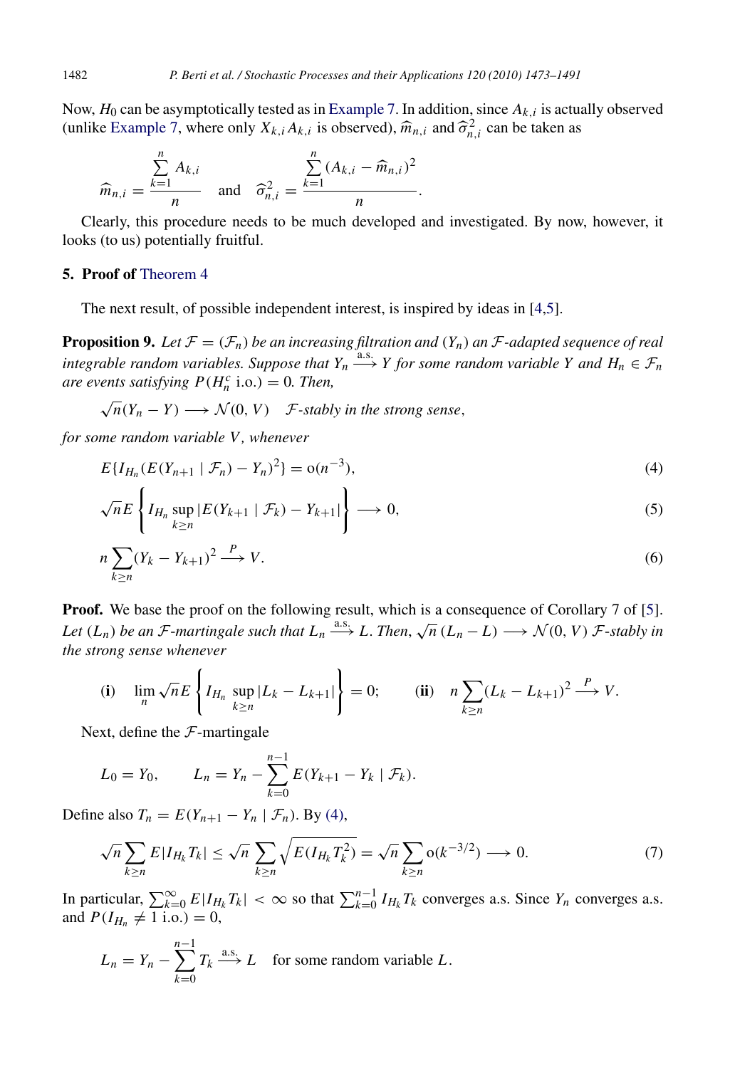Now, $H_0$ can be asymptotically tested as in Example 7. In addition, since $A_{k,i}$ is actually observed (unlike Example 7, where only $X_{k,i} A_{k,i}$ is observed), $\widehat{m}_{n,i}$ and $\widehat{\sigma}^2_{n,i}$ can be taken as

$$\widehat{m}_{n,i} = \frac{\sum_{k=1}^{n} A_{k,i}}{n} \quad \text{and} \quad \widehat{\sigma}^2_{n,i} = \frac{\sum_{k=1}^{n} (A_{k,i} - \widehat{m}_{n,i})^2}{n}.$$

Clearly, this procedure needs to be much developed and investigated. By now, however, it looks (to us) potentially fruitful.

## 5. Proof of Theorem 4

The next result, of possible independent interest, is inspired by ideas in [4,5].

**Proposition 9.** *Let $\mathcal{F} = (\mathcal{F}_n)$ be an increasing filtration and $(Y_n)$ an $\mathcal{F}$-adapted sequence of real integrable random variables. Suppose that $Y_n \xrightarrow{\text{a.s.}} Y$ for some random variable $Y$ and $H_n \in \mathcal{F}_n$ are events satisfying $P(H_n^c \text{ i.o.}) = 0$. Then,*

$$\sqrt{n}(Y_n - Y) \longrightarrow \mathcal{N}(0, V) \quad \mathcal{F}\text{-stably in the strong sense},$$

*for some random variable $V$, whenever*

$$E\{I_{H_n}(E(Y_{n+1} \mid \mathcal{F}_n) - Y_n)^2\} = \mathrm{o}(n^{-3}), \tag{4}$$

$$\sqrt{n} E\left\{I_{H_n} \sup_{k \ge n} |E(Y_{k+1} \mid \mathcal{F}_k) - Y_{k+1}|\right\} \longrightarrow 0, \tag{5}$$

$$n \sum_{k \ge n} (Y_k - Y_{k+1})^2 \xrightarrow{P} V. \tag{6}$$

**Proof.** We base the proof on the following result, which is a consequence of Corollary 7 of [5]. *Let $(L_n)$ be an $\mathcal{F}$-martingale such that $L_n \xrightarrow{\text{a.s.}} L$. Then, $\sqrt{n}\,(L_n - L) \longrightarrow \mathcal{N}(0, V)$ $\mathcal{F}$-stably in the strong sense whenever*

$$\textbf{(i)} \quad \lim_n \sqrt{n} E\left\{I_{H_n} \sup_{k \ge n} |L_k - L_{k+1}|\right\} = 0; \qquad \textbf{(ii)} \quad n \sum_{k \ge n} (L_k - L_{k+1})^2 \xrightarrow{P} V.$$

Next, define the $\mathcal{F}$-martingale

$$L_0 = Y_0, \qquad L_n = Y_n - \sum_{k=0}^{n-1} E(Y_{k+1} - Y_k \mid \mathcal{F}_k).$$

Define also $T_n = E(Y_{n+1} - Y_n \mid \mathcal{F}_n)$. By (4),

$$\sqrt{n} \sum_{k \ge n} E|I_{H_k} T_k| \le \sqrt{n} \sum_{k \ge n} \sqrt{E(I_{H_k} T_k^2)} = \sqrt{n} \sum_{k \ge n} \mathrm{o}(k^{-3/2}) \longrightarrow 0. \tag{7}$$

In particular, $\sum_{k=0}^{\infty} E|I_{H_k} T_k| < \infty$ so that $\sum_{k=0}^{n-1} I_{H_k} T_k$ converges a.s. Since $Y_n$ converges a.s. and $P(I_{H_n} \ne 1 \text{ i.o.}) = 0$,

$$L_n = Y_n - \sum_{k=0}^{n-1} T_k \xrightarrow{\text{a.s.}} L \quad \text{for some random variable } L.$$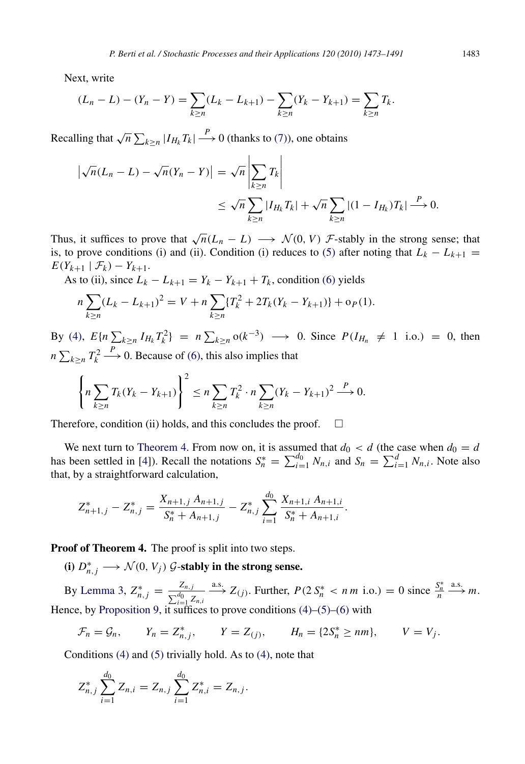Next, write

$$(L_n - L) - (Y_n - Y) = \sum_{k\geq n}(L_k - L_{k+1}) - \sum_{k\geq n}(Y_k - Y_{k+1}) = \sum_{k\geq n} T_k.$$

Recalling that $\sqrt{n}\sum_{k\geq n}|I_{H_k}T_k| \xrightarrow{P} 0$ (thanks to (7)), one obtains

$$\begin{aligned}\left|\sqrt{n}(L_n - L) - \sqrt{n}(Y_n - Y)\right| &= \sqrt{n}\left|\sum_{k\geq n} T_k\right| \\ &\leq \sqrt{n}\sum_{k\geq n}|I_{H_k}T_k| + \sqrt{n}\sum_{k\geq n}|(1 - I_{H_k})T_k| \xrightarrow{P} 0.\end{aligned}$$

Thus, it suffices to prove that $\sqrt{n}(L_n - L) \longrightarrow \mathcal{N}(0, V)$ $\mathcal{F}$-stably in the strong sense; that is, to prove conditions (i) and (ii). Condition (i) reduces to (5) after noting that $L_k - L_{k+1} = E(Y_{k+1} \mid \mathcal{F}_k) - Y_{k+1}$.

As to (ii), since $L_k - L_{k+1} = Y_k - Y_{k+1} + T_k$, condition (6) yields

$$n\sum_{k\geq n}(L_k - L_{k+1})^2 = V + n\sum_{k\geq n}\{T_k^2 + 2T_k(Y_k - Y_{k+1})\} + o_P(1).$$

By (4), $E\{n\sum_{k\geq n} I_{H_k}T_k^2\} = n\sum_{k\geq n} o(k^{-3}) \longrightarrow 0$. Since $P(I_{H_n} \neq 1 \text{ i.o.}) = 0$, then $n\sum_{k\geq n} T_k^2 \xrightarrow{P} 0$. Because of (6), this also implies that

$$\left\{n\sum_{k\geq n} T_k(Y_k - Y_{k+1})\right\}^2 \leq n\sum_{k\geq n} T_k^2 \cdot n\sum_{k\geq n}(Y_k - Y_{k+1})^2 \xrightarrow{P} 0.$$

Therefore, condition (ii) holds, and this concludes the proof. □

We next turn to Theorem 4. From now on, it is assumed that $d_0 < d$ (the case when $d_0 = d$ has been settled in [4]). Recall the notations $S_n^* = \sum_{i=1}^{d_0} N_{n,i}$ and $S_n = \sum_{i=1}^{d} N_{n,i}$. Note also that, by a straightforward calculation,

$$Z_{n+1,j}^* - Z_{n,j}^* = \frac{X_{n+1,j}\,A_{n+1,j}}{S_n^* + A_{n+1,j}} - Z_{n,j}^*\sum_{i=1}^{d_0}\frac{X_{n+1,i}\,A_{n+1,i}}{S_n^* + A_{n+1,i}}.$$

**Proof of Theorem 4.** The proof is split into two steps.

**(i) $D_{n,j}^* \longrightarrow \mathcal{N}(0, V_j)$ $\mathcal{G}$-stably in the strong sense.**

By Lemma 3, $Z_{n,j}^* = \frac{Z_{n,j}}{\sum_{i=1}^{d_0} Z_{n,i}} \xrightarrow{\text{a.s.}} Z_{(j)}$. Further, $P(2\,S_n^* < n\,m \text{ i.o.}) = 0$ since $\frac{S_n^*}{n} \xrightarrow{\text{a.s.}} m$. Hence, by Proposition 9, it suffices to prove conditions (4)–(5)–(6) with

$$\mathcal{F}_n = \mathcal{G}_n, \qquad Y_n = Z_{n,j}^*, \qquad Y = Z_{(j)}, \qquad H_n = \{2S_n^* \geq nm\}, \qquad V = V_j.$$

Conditions (4) and (5) trivially hold. As to (4), note that

$$Z_{n,j}^*\sum_{i=1}^{d_0} Z_{n,i} = Z_{n,j}\sum_{i=1}^{d_0} Z_{n,i}^* = Z_{n,j}.$$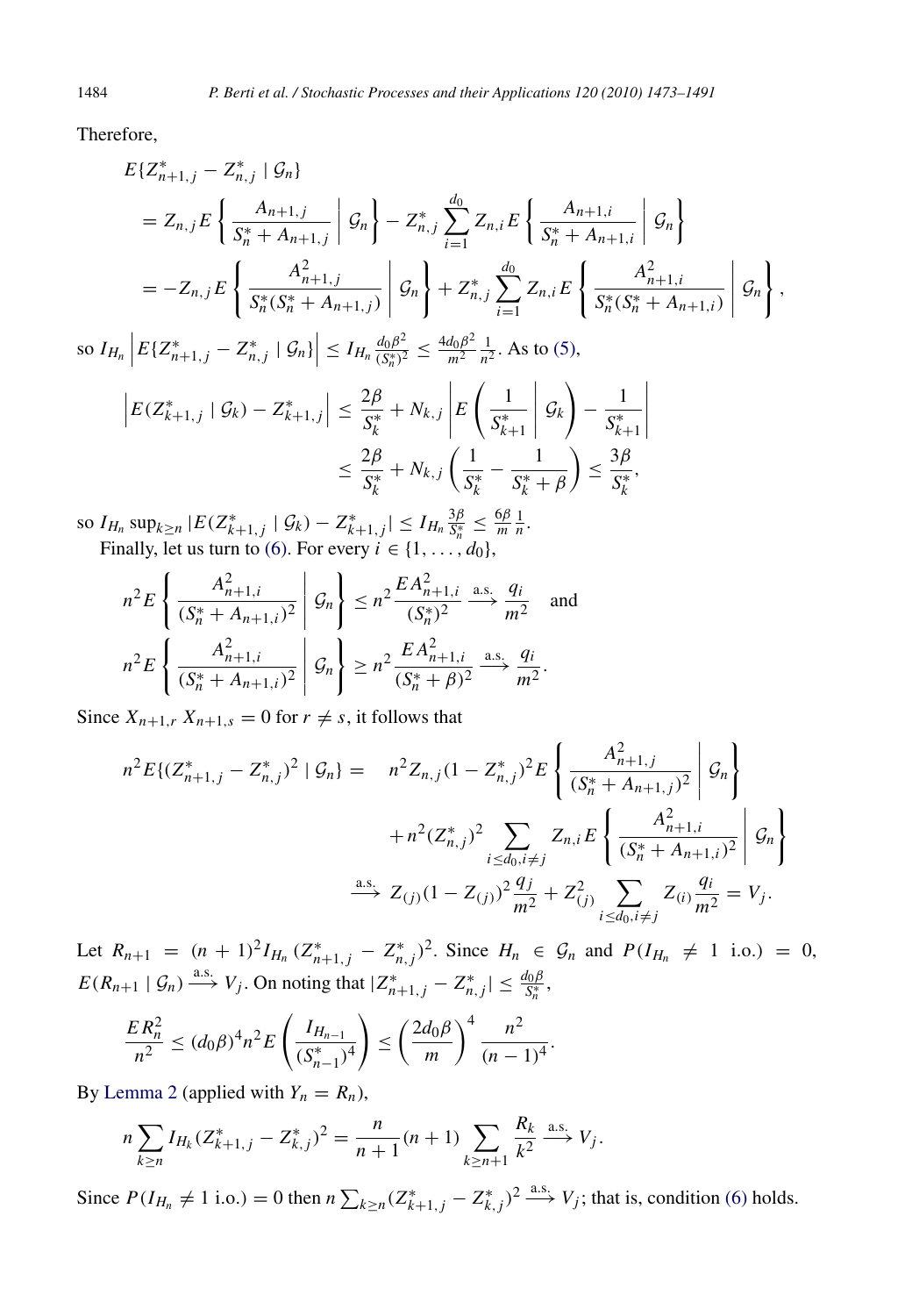Therefore,

$$
\begin{aligned}
&E\{Z^*_{n+1,j} - Z^*_{n,j} \mid \mathcal{G}_n\} \\
&= Z_{n,j} E\left\{ \frac{A_{n+1,j}}{S^*_n + A_{n+1,j}} \,\middle|\, \mathcal{G}_n \right\} - Z^*_{n,j} \sum_{i=1}^{d_0} Z_{n,i} E\left\{ \frac{A_{n+1,i}}{S^*_n + A_{n+1,i}} \,\middle|\, \mathcal{G}_n \right\} \\
&= -Z_{n,j} E\left\{ \frac{A^2_{n+1,j}}{S^*_n(S^*_n + A_{n+1,j})} \,\middle|\, \mathcal{G}_n \right\} + Z^*_{n,j} \sum_{i=1}^{d_0} Z_{n,i} E\left\{ \frac{A^2_{n+1,i}}{S^*_n(S^*_n + A_{n+1,i})} \,\middle|\, \mathcal{G}_n \right\},
\end{aligned}
$$

so $I_{H_n} \left| E\{Z^*_{n+1,j} - Z^*_{n,j} \mid \mathcal{G}_n\} \right| \le I_{H_n} \frac{d_0 \beta^2}{(S^*_n)^2} \le \frac{4 d_0 \beta^2}{m^2} \frac{1}{n^2}$. As to (5),

$$
\begin{aligned}
\left| E(Z^*_{k+1,j} \mid \mathcal{G}_k) - Z^*_{k+1,j} \right| &\le \frac{2\beta}{S^*_k} + N_{k,j} \left| E\left( \frac{1}{S^*_{k+1}} \,\middle|\, \mathcal{G}_k \right) - \frac{1}{S^*_{k+1}} \right| \\
&\le \frac{2\beta}{S^*_k} + N_{k,j} \left( \frac{1}{S^*_k} - \frac{1}{S^*_k + \beta} \right) \le \frac{3\beta}{S^*_k},
\end{aligned}
$$

so $I_{H_n} \sup_{k \ge n} |E(Z^*_{k+1,j} \mid \mathcal{G}_k) - Z^*_{k+1,j}| \le I_{H_n} \frac{3\beta}{S^*_n} \le \frac{6\beta}{m} \frac{1}{n}$.

Finally, let us turn to (6). For every $i \in \{1, \ldots, d_0\}$,

$$
n^2 E\left\{ \frac{A^2_{n+1,i}}{(S^*_n + A_{n+1,i})^2} \,\middle|\, \mathcal{G}_n \right\} \le n^2 \frac{E A^2_{n+1,i}}{(S^*_n)^2} \xrightarrow{\text{a.s.}} \frac{q_i}{m^2} \quad \text{and}
$$

$$
n^2 E\left\{ \frac{A^2_{n+1,i}}{(S^*_n + A_{n+1,i})^2} \,\middle|\, \mathcal{G}_n \right\} \ge n^2 \frac{E A^2_{n+1,i}}{(S^*_n + \beta)^2} \xrightarrow{\text{a.s.}} \frac{q_i}{m^2}.
$$

Since $X_{n+1,r} X_{n+1,s} = 0$ for $r \ne s$, it follows that

$$
\begin{aligned}
n^2 E\{(Z^*_{n+1,j} - Z^*_{n,j})^2 \mid \mathcal{G}_n\} = \;& n^2 Z_{n,j} (1 - Z^*_{n,j})^2 E\left\{ \frac{A^2_{n+1,j}}{(S^*_n + A_{n+1,j})^2} \,\middle|\, \mathcal{G}_n \right\} \\
&+ n^2 (Z^*_{n,j})^2 \sum_{i \le d_0, i \ne j} Z_{n,i} E\left\{ \frac{A^2_{n+1,i}}{(S^*_n + A_{n+1,i})^2} \,\middle|\, \mathcal{G}_n \right\} \\
&\xrightarrow{\text{a.s.}} Z_{(j)} (1 - Z_{(j)})^2 \frac{q_j}{m^2} + Z^2_{(j)} \sum_{i \le d_0, i \ne j} Z_{(i)} \frac{q_i}{m^2} = V_j.
\end{aligned}
$$

Let $R_{n+1} = (n+1)^2 I_{H_n} (Z^*_{n+1,j} - Z^*_{n,j})^2$. Since $H_n \in \mathcal{G}_n$ and $P(I_{H_n} \ne 1 \text{ i.o.}) = 0$, $E(R_{n+1} \mid \mathcal{G}_n) \xrightarrow{\text{a.s.}} V_j$. On noting that $|Z^*_{n+1,j} - Z^*_{n,j}| \le \frac{d_0 \beta}{S^*_n}$,

$$
\frac{E R^2_n}{n^2} \le (d_0 \beta)^4 n^2 E\left( \frac{I_{H_{n-1}}}{(S^*_{n-1})^4} \right) \le \left( \frac{2 d_0 \beta}{m} \right)^4 \frac{n^2}{(n-1)^4}.
$$

By Lemma 2 (applied with $Y_n = R_n$),

$$
n \sum_{k \ge n} I_{H_k} (Z^*_{k+1,j} - Z^*_{k,j})^2 = \frac{n}{n+1} (n+1) \sum_{k \ge n+1} \frac{R_k}{k^2} \xrightarrow{\text{a.s.}} V_j.
$$

Since $P(I_{H_n} \ne 1 \text{ i.o.}) = 0$ then $n \sum_{k \ge n} (Z^*_{k+1,j} - Z^*_{k,j})^2 \xrightarrow{\text{a.s.}} V_j$; that is, condition (6) holds.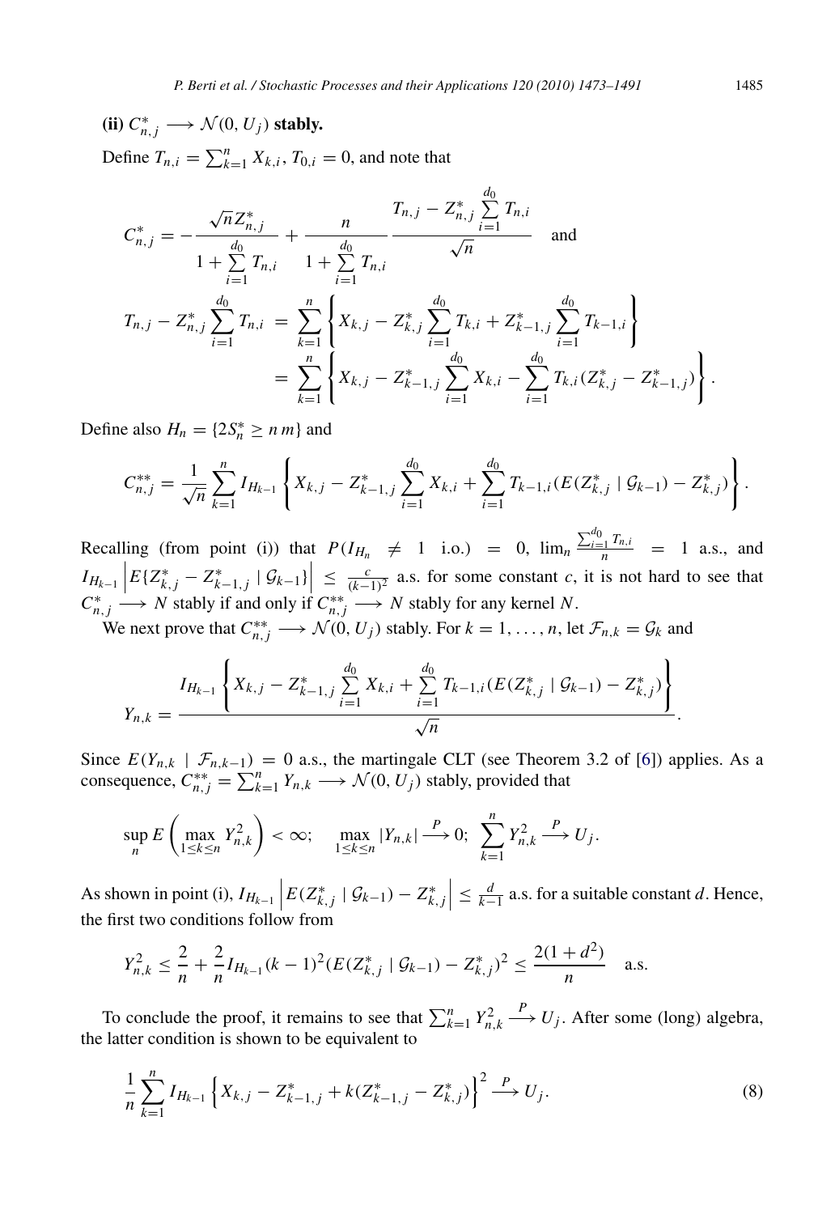**(ii)** $C^*_{n,j} \longrightarrow \mathcal{N}(0, U_j)$ **stably.**

Define $T_{n,i} = \sum_{k=1}^n X_{k,i}$, $T_{0,i} = 0$, and note that

$$C^*_{n,j} = -\frac{\sqrt{n} Z^*_{n,j}}{1 + \sum_{i=1}^{d_0} T_{n,i}} + \frac{n}{1 + \sum_{i=1}^{d_0} T_{n,i}} \frac{T_{n,j} - Z^*_{n,j} \sum_{i=1}^{d_0} T_{n,i}}{\sqrt{n}} \quad \text{and}$$

$$\begin{aligned} T_{n,j} - Z^*_{n,j} \sum_{i=1}^{d_0} T_{n,i} &= \sum_{k=1}^n \left\{ X_{k,j} - Z^*_{k,j} \sum_{i=1}^{d_0} T_{k,i} + Z^*_{k-1,j} \sum_{i=1}^{d_0} T_{k-1,i} \right\} \\ &= \sum_{k=1}^n \left\{ X_{k,j} - Z^*_{k-1,j} \sum_{i=1}^{d_0} X_{k,i} - \sum_{i=1}^{d_0} T_{k,i} (Z^*_{k,j} - Z^*_{k-1,j}) \right\}. \end{aligned}$$

Define also $H_n = \{2S^*_n \geq n\, m\}$ and

$$C^{**}_{n,j} = \frac{1}{\sqrt{n}} \sum_{k=1}^n I_{H_{k-1}} \left\{ X_{k,j} - Z^*_{k-1,j} \sum_{i=1}^{d_0} X_{k,i} + \sum_{i=1}^{d_0} T_{k-1,i} (E(Z^*_{k,j} \mid \mathcal{G}_{k-1}) - Z^*_{k,j}) \right\}.$$

Recalling (from point (i)) that $P(I_{H_n} \neq 1 \text{ i.o.}) = 0$, $\lim_n \frac{\sum_{i=1}^{d_0} T_{n,i}}{n} = 1$ a.s., and $I_{H_{k-1}} \left| E\{Z^*_{k,j} - Z^*_{k-1,j} \mid \mathcal{G}_{k-1}\} \right| \leq \frac{c}{(k-1)^2}$ a.s. for some constant $c$, it is not hard to see that $C^*_{n,j} \longrightarrow N$ stably if and only if $C^{**}_{n,j} \longrightarrow N$ stably for any kernel $N$.

We next prove that $C^{**}_{n,j} \longrightarrow \mathcal{N}(0, U_j)$ stably. For $k = 1, \ldots, n$, let $\mathcal{F}_{n,k} = \mathcal{G}_k$ and

$$Y_{n,k} = \frac{I_{H_{k-1}} \left\{ X_{k,j} - Z^*_{k-1,j} \sum_{i=1}^{d_0} X_{k,i} + \sum_{i=1}^{d_0} T_{k-1,i} (E(Z^*_{k,j} \mid \mathcal{G}_{k-1}) - Z^*_{k,j}) \right\}}{\sqrt{n}}.$$

Since $E(Y_{n,k} \mid \mathcal{F}_{n,k-1}) = 0$ a.s., the martingale CLT (see Theorem 3.2 of [6]) applies. As a consequence, $C^{**}_{n,j} = \sum_{k=1}^n Y_{n,k} \longrightarrow \mathcal{N}(0, U_j)$ stably, provided that

$$\sup_n E\left( \max_{1 \leq k \leq n} Y^2_{n,k} \right) < \infty; \quad \max_{1 \leq k \leq n} |Y_{n,k}| \xrightarrow{P} 0; \ \sum_{k=1}^n Y^2_{n,k} \xrightarrow{P} U_j.$$

As shown in point (i), $I_{H_{k-1}} \left| E(Z^*_{k,j} \mid \mathcal{G}_{k-1}) - Z^*_{k,j} \right| \leq \frac{d}{k-1}$ a.s. for a suitable constant $d$. Hence, the first two conditions follow from

$$Y^2_{n,k} \leq \frac{2}{n} + \frac{2}{n} I_{H_{k-1}} (k-1)^2 (E(Z^*_{k,j} \mid \mathcal{G}_{k-1}) - Z^*_{k,j})^2 \leq \frac{2(1 + d^2)}{n} \quad \text{a.s.}$$

To conclude the proof, it remains to see that $\sum_{k=1}^n Y^2_{n,k} \xrightarrow{P} U_j$. After some (long) algebra, the latter condition is shown to be equivalent to

$$\frac{1}{n} \sum_{k=1}^n I_{H_{k-1}} \left\{ X_{k,j} - Z^*_{k-1,j} + k(Z^*_{k-1,j} - Z^*_{k,j}) \right\}^2 \xrightarrow{P} U_j. \tag{8}$$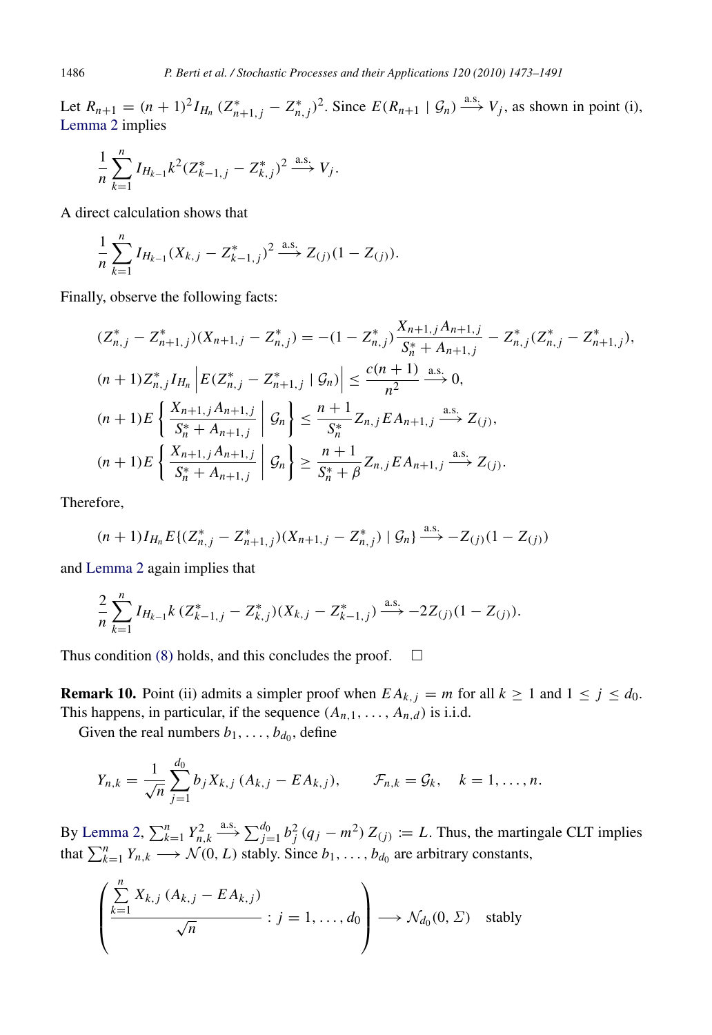Let $R_{n+1} = (n+1)^2 I_{H_n} (Z^*_{n+1,j} - Z^*_{n,j})^2$. Since $E(R_{n+1} \mid \mathcal{G}_n) \xrightarrow{\text{a.s.}} V_j$, as shown in point (i), Lemma 2 implies

$$\frac{1}{n}\sum_{k=1}^{n} I_{H_{k-1}} k^2 (Z^*_{k-1,j} - Z^*_{k,j})^2 \xrightarrow{\text{a.s.}} V_j.$$

A direct calculation shows that

$$\frac{1}{n}\sum_{k=1}^{n} I_{H_{k-1}} (X_{k,j} - Z^*_{k-1,j})^2 \xrightarrow{\text{a.s.}} Z_{(j)}(1 - Z_{(j)}).$$

Finally, observe the following facts:

$$(Z^*_{n,j} - Z^*_{n+1,j})(X_{n+1,j} - Z^*_{n,j}) = -(1 - Z^*_{n,j}) \frac{X_{n+1,j} A_{n+1,j}}{S^*_n + A_{n+1,j}} - Z^*_{n,j}(Z^*_{n,j} - Z^*_{n+1,j}),$$

$$(n+1) Z^*_{n,j} I_{H_n} \left| E(Z^*_{n,j} - Z^*_{n+1,j} \mid \mathcal{G}_n) \right| \le \frac{c(n+1)}{n^2} \xrightarrow{\text{a.s.}} 0,$$

$$(n+1) E\left\{ \frac{X_{n+1,j} A_{n+1,j}}{S^*_n + A_{n+1,j}} \;\middle|\; \mathcal{G}_n \right\} \le \frac{n+1}{S^*_n} Z_{n,j} E A_{n+1,j} \xrightarrow{\text{a.s.}} Z_{(j)},$$

$$(n+1) E\left\{ \frac{X_{n+1,j} A_{n+1,j}}{S^*_n + A_{n+1,j}} \;\middle|\; \mathcal{G}_n \right\} \ge \frac{n+1}{S^*_n + \beta} Z_{n,j} E A_{n+1,j} \xrightarrow{\text{a.s.}} Z_{(j)}.$$

Therefore,

$$(n+1) I_{H_n} E\{(Z^*_{n,j} - Z^*_{n+1,j})(X_{n+1,j} - Z^*_{n,j}) \mid \mathcal{G}_n\} \xrightarrow{\text{a.s.}} -Z_{(j)}(1 - Z_{(j)})$$

and Lemma 2 again implies that

$$\frac{2}{n}\sum_{k=1}^{n} I_{H_{k-1}} k\, (Z^*_{k-1,j} - Z^*_{k,j})(X_{k,j} - Z^*_{k-1,j}) \xrightarrow{\text{a.s.}} -2 Z_{(j)}(1 - Z_{(j)}).$$

Thus condition (8) holds, and this concludes the proof. □

**Remark 10.** Point (ii) admits a simpler proof when $E A_{k,j} = m$ for all $k \ge 1$ and $1 \le j \le d_0$. This happens, in particular, if the sequence $(A_{n,1}, \ldots, A_{n,d})$ is i.i.d.

Given the real numbers $b_1, \ldots, b_{d_0}$, define

$$Y_{n,k} = \frac{1}{\sqrt{n}} \sum_{j=1}^{d_0} b_j X_{k,j} (A_{k,j} - E A_{k,j}), \qquad \mathcal{F}_{n,k} = \mathcal{G}_k, \quad k = 1, \ldots, n.$$

By Lemma 2, $\sum_{k=1}^{n} Y^2_{n,k} \xrightarrow{\text{a.s.}} \sum_{j=1}^{d_0} b_j^2 (q_j - m^2) Z_{(j)} := L$. Thus, the martingale CLT implies that $\sum_{k=1}^{n} Y_{n,k} \longrightarrow \mathcal{N}(0, L)$ stably. Since $b_1, \ldots, b_{d_0}$ are arbitrary constants,

$$\left( \frac{\sum_{k=1}^{n} X_{k,j} (A_{k,j} - E A_{k,j})}{\sqrt{n}} : j = 1, \ldots, d_0 \right) \longrightarrow \mathcal{N}_{d_0}(0, \Sigma) \quad \text{stably}$$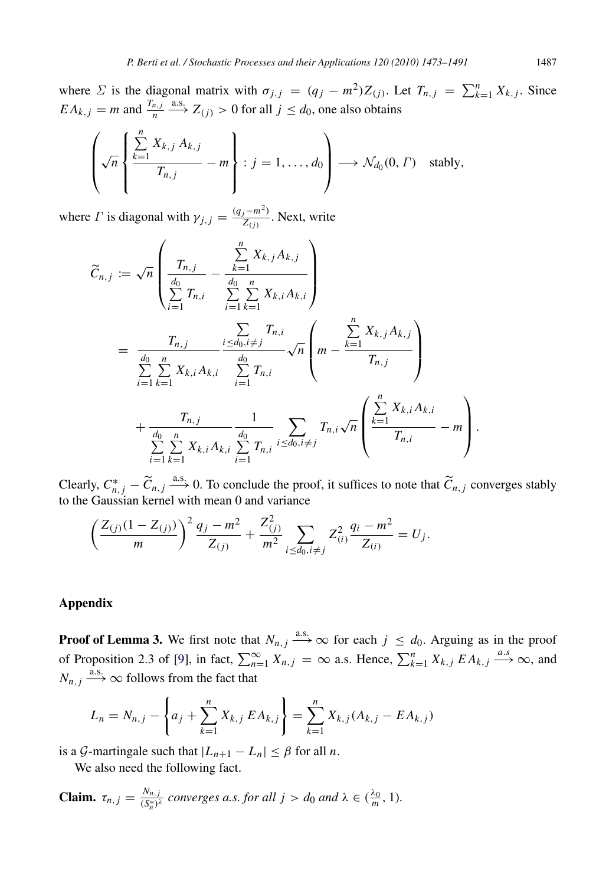where $\Sigma$ is the diagonal matrix with $\sigma_{j,j} = (q_j - m^2)Z_{(j)}$. Let $T_{n,j} = \sum_{k=1}^{n} X_{k,j}$. Since $EA_{k,j} = m$ and $\frac{T_{n,j}}{n} \xrightarrow{\text{a.s.}} Z_{(j)} > 0$ for all $j \le d_0$, one also obtains

$$\left( \sqrt{n} \left\{ \frac{\sum_{k=1}^{n} X_{k,j} A_{k,j}}{T_{n,j}} - m \right\} : j = 1, \ldots, d_0 \right) \longrightarrow \mathcal{N}_{d_0}(0, \Gamma) \quad \text{stably,}$$

where $\Gamma$ is diagonal with $\gamma_{j,j} = \frac{(q_j - m^2)}{Z_{(j)}}$. Next, write

$$\begin{aligned}
\widetilde{C}_{n,j} &:= \sqrt{n} \left( \frac{T_{n,j}}{\sum_{i=1}^{d_0} T_{n,i}} - \frac{\sum_{k=1}^{n} X_{k,j} A_{k,j}}{\sum_{i=1}^{d_0} \sum_{k=1}^{n} X_{k,i} A_{k,i}} \right) \\
&= \frac{T_{n,j}}{\sum_{i=1}^{d_0} \sum_{k=1}^{n} X_{k,i} A_{k,i}} \frac{\sum_{i \le d_0, i \ne j} T_{n,i}}{\sum_{i=1}^{d_0} T_{n,i}} \sqrt{n} \left( m - \frac{\sum_{k=1}^{n} X_{k,j} A_{k,j}}{T_{n,j}} \right) \\
&\quad + \frac{T_{n,j}}{\sum_{i=1}^{d_0} \sum_{k=1}^{n} X_{k,i} A_{k,i}} \frac{1}{\sum_{i=1}^{d_0} T_{n,i}} \sum_{i \le d_0, i \ne j} T_{n,i} \sqrt{n} \left( \frac{\sum_{k=1}^{n} X_{k,i} A_{k,i}}{T_{n,i}} - m \right).
\end{aligned}$$

Clearly, $C^*_{n,j} - \widetilde{C}_{n,j} \xrightarrow{\text{a.s.}} 0$. To conclude the proof, it suffices to note that $\widetilde{C}_{n,j}$ converges stably to the Gaussian kernel with mean 0 and variance

$$\left( \frac{Z_{(j)}(1 - Z_{(j)})}{m} \right)^2 \frac{q_j - m^2}{Z_{(j)}} + \frac{Z_{(j)}^2}{m^2} \sum_{i \le d_0, i \ne j} Z_{(i)}^2 \frac{q_i - m^2}{Z_{(i)}} = U_j.$$

## Appendix

**Proof of Lemma 3.** We first note that $N_{n,j} \xrightarrow{\text{a.s.}} \infty$ for each $j \le d_0$. Arguing as in the proof of Proposition 2.3 of [9], in fact, $\sum_{n=1}^{\infty} X_{n,j} = \infty$ a.s. Hence, $\sum_{k=1}^{n} X_{k,j} \, EA_{k,j} \xrightarrow{a.s} \infty$, and $N_{n,j} \xrightarrow{\text{a.s.}} \infty$ follows from the fact that

$$L_n = N_{n,j} - \left\{ a_j + \sum_{k=1}^{n} X_{k,j} \, EA_{k,j} \right\} = \sum_{k=1}^{n} X_{k,j}(A_{k,j} - EA_{k,j})$$

is a $\mathcal{G}$-martingale such that $|L_{n+1} - L_n| \le \beta$ for all $n$.

We also need the following fact.

**Claim.** *$\tau_{n,j} = \frac{N_{n,j}}{(S_n^*)^\lambda}$ converges a.s. for all $j > d_0$ and $\lambda \in (\frac{\lambda_0}{m}, 1)$.*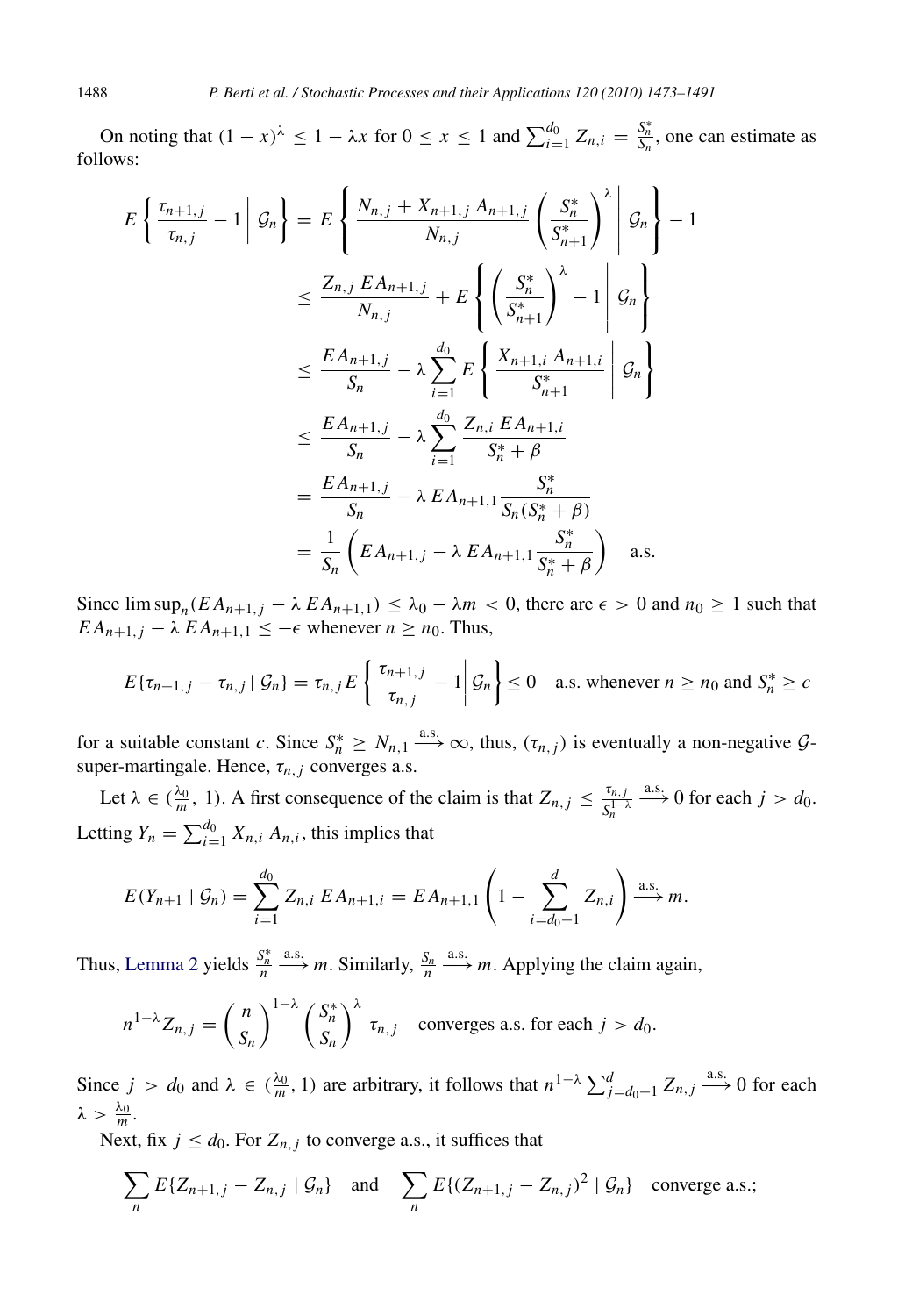On noting that $(1-x)^\lambda \leq 1 - \lambda x$ for $0 \leq x \leq 1$ and $\sum_{i=1}^{d_0} Z_{n,i} = \frac{S_n^*}{S_n}$, one can estimate as follows:

$$
\begin{aligned}
E\left\{ \frac{\tau_{n+1,j}}{\tau_{n,j}} - 1 \,\middle|\, \mathcal{G}_n \right\} &= E\left\{ \frac{N_{n,j} + X_{n+1,j}\, A_{n+1,j}}{N_{n,j}} \left( \frac{S_n^*}{S_{n+1}^*} \right)^\lambda \,\middle|\, \mathcal{G}_n \right\} - 1 \\
&\leq \frac{Z_{n,j}\, EA_{n+1,j}}{N_{n,j}} + E\left\{ \left( \frac{S_n^*}{S_{n+1}^*} \right)^\lambda - 1 \,\middle|\, \mathcal{G}_n \right\} \\
&\leq \frac{EA_{n+1,j}}{S_n} - \lambda \sum_{i=1}^{d_0} E\left\{ \frac{X_{n+1,i}\, A_{n+1,i}}{S_{n+1}^*} \,\middle|\, \mathcal{G}_n \right\} \\
&\leq \frac{EA_{n+1,j}}{S_n} - \lambda \sum_{i=1}^{d_0} \frac{Z_{n,i}\, EA_{n+1,i}}{S_n^* + \beta} \\
&= \frac{EA_{n+1,j}}{S_n} - \lambda\, EA_{n+1,1} \frac{S_n^*}{S_n(S_n^* + \beta)} \\
&= \frac{1}{S_n} \left( EA_{n+1,j} - \lambda\, EA_{n+1,1} \frac{S_n^*}{S_n^* + \beta} \right) \quad \text{a.s.}
\end{aligned}
$$

Since $\limsup_n (EA_{n+1,j} - \lambda\, EA_{n+1,1}) \leq \lambda_0 - \lambda m < 0$, there are $\epsilon > 0$ and $n_0 \geq 1$ such that $EA_{n+1,j} - \lambda\, EA_{n+1,1} \leq -\epsilon$ whenever $n \geq n_0$. Thus,

$$
E\{\tau_{n+1,j} - \tau_{n,j} \mid \mathcal{G}_n\} = \tau_{n,j} E\left\{ \frac{\tau_{n+1,j}}{\tau_{n,j}} - 1 \,\middle|\, \mathcal{G}_n \right\} \leq 0 \quad \text{a.s. whenever } n \geq n_0 \text{ and } S_n^* \geq c
$$

for a suitable constant $c$. Since $S_n^* \geq N_{n,1} \xrightarrow{\text{a.s.}} \infty$, thus, $(\tau_{n,j})$ is eventually a non-negative $\mathcal{G}$-super-martingale. Hence, $\tau_{n,j}$ converges a.s.

Let $\lambda \in (\frac{\lambda_0}{m}, 1)$. A first consequence of the claim is that $Z_{n,j} \leq \frac{\tau_{n,j}}{S_n^{1-\lambda}} \xrightarrow{\text{a.s.}} 0$ for each $j > d_0$. Letting $Y_n = \sum_{i=1}^{d_0} X_{n,i}\, A_{n,i}$, this implies that

$$
E(Y_{n+1} \mid \mathcal{G}_n) = \sum_{i=1}^{d_0} Z_{n,i}\, EA_{n+1,i} = EA_{n+1,1} \left( 1 - \sum_{i=d_0+1}^{d} Z_{n,i} \right) \xrightarrow{\text{a.s.}} m.
$$

Thus, Lemma 2 yields $\frac{S_n^*}{n} \xrightarrow{\text{a.s.}} m$. Similarly, $\frac{S_n}{n} \xrightarrow{\text{a.s.}} m$. Applying the claim again,

$$
n^{1-\lambda} Z_{n,j} = \left( \frac{n}{S_n} \right)^{1-\lambda} \left( \frac{S_n^*}{S_n} \right)^\lambda \tau_{n,j} \quad \text{converges a.s. for each } j > d_0.
$$

Since $j > d_0$ and $\lambda \in (\frac{\lambda_0}{m}, 1)$ are arbitrary, it follows that $n^{1-\lambda} \sum_{j=d_0+1}^{d} Z_{n,j} \xrightarrow{\text{a.s.}} 0$ for each $\lambda > \frac{\lambda_0}{m}$.

Next, fix $j \leq d_0$. For $Z_{n,j}$ to converge a.s., it suffices that

$$
\sum_n E\{Z_{n+1,j} - Z_{n,j} \mid \mathcal{G}_n\} \quad \text{and} \quad \sum_n E\{(Z_{n+1,j} - Z_{n,j})^2 \mid \mathcal{G}_n\} \quad \text{converge a.s.;}
$$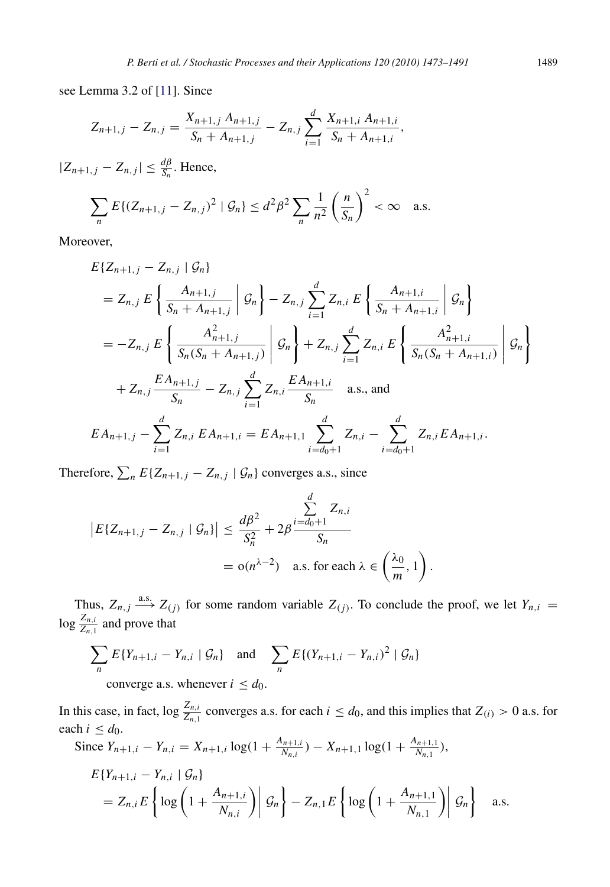see Lemma 3.2 of [11]. Since

$$Z_{n+1,j} - Z_{n,j} = \frac{X_{n+1,j}\, A_{n+1,j}}{S_n + A_{n+1,j}} - Z_{n,j} \sum_{i=1}^{d} \frac{X_{n+1,i}\, A_{n+1,i}}{S_n + A_{n+1,i}},$$

$|Z_{n+1,j} - Z_{n,j}| \leq \frac{d\beta}{S_n}$. Hence,

$$\sum_n E\{(Z_{n+1,j} - Z_{n,j})^2 \mid \mathcal{G}_n\} \leq d^2 \beta^2 \sum_n \frac{1}{n^2} \left(\frac{n}{S_n}\right)^2 < \infty \quad \text{a.s.}$$

Moreover,

$$\begin{aligned}
&E\{Z_{n+1,j} - Z_{n,j} \mid \mathcal{G}_n\} \\
&= Z_{n,j}\, E\left\{ \frac{A_{n+1,j}}{S_n + A_{n+1,j}} \,\middle|\, \mathcal{G}_n \right\} - Z_{n,j} \sum_{i=1}^{d} Z_{n,i}\, E\left\{ \frac{A_{n+1,i}}{S_n + A_{n+1,i}} \,\middle|\, \mathcal{G}_n \right\} \\
&= -Z_{n,j}\, E\left\{ \frac{A_{n+1,j}^2}{S_n(S_n + A_{n+1,j})} \,\middle|\, \mathcal{G}_n \right\} + Z_{n,j} \sum_{i=1}^{d} Z_{n,i}\, E\left\{ \frac{A_{n+1,i}^2}{S_n(S_n + A_{n+1,i})} \,\middle|\, \mathcal{G}_n \right\} \\
&\quad + Z_{n,j} \frac{E A_{n+1,j}}{S_n} - Z_{n,j} \sum_{i=1}^{d} Z_{n,i} \frac{E A_{n+1,i}}{S_n} \quad \text{a.s., and}
\end{aligned}$$

$$E A_{n+1,j} - \sum_{i=1}^{d} Z_{n,i}\, E A_{n+1,i} = E A_{n+1,1} \sum_{i=d_0+1}^{d} Z_{n,i} - \sum_{i=d_0+1}^{d} Z_{n,i} E A_{n+1,i}.$$

Therefore, $\sum_n E\{Z_{n+1,j} - Z_{n,j} \mid \mathcal{G}_n\}$ converges a.s., since

$$\begin{aligned}
\left| E\{Z_{n+1,j} - Z_{n,j} \mid \mathcal{G}_n\} \right| &\leq \frac{d\beta^2}{S_n^2} + 2\beta \frac{\sum_{i=d_0+1}^{d} Z_{n,i}}{S_n} \\
&= o(n^{\lambda - 2}) \quad \text{a.s. for each } \lambda \in \left(\frac{\lambda_0}{m}, 1\right).
\end{aligned}$$

Thus, $Z_{n,j} \xrightarrow{\text{a.s.}} Z_{(j)}$ for some random variable $Z_{(j)}$. To conclude the proof, we let $Y_{n,i} = \log \frac{Z_{n,i}}{Z_{n,1}}$ and prove that

$$\sum_n E\{Y_{n+1,i} - Y_{n,i} \mid \mathcal{G}_n\} \quad \text{and} \quad \sum_n E\{(Y_{n+1,i} - Y_{n,i})^2 \mid \mathcal{G}_n\}$$

converge a.s. whenever $i \leq d_0$.

In this case, in fact, $\log \frac{Z_{n,i}}{Z_{n,1}}$ converges a.s. for each $i \leq d_0$, and this implies that $Z_{(i)} > 0$ a.s. for each $i \leq d_0$.

Since $Y_{n+1,i} - Y_{n,i} = X_{n+1,i} \log(1 + \frac{A_{n+1,i}}{N_{n,i}}) - X_{n+1,1} \log(1 + \frac{A_{n+1,1}}{N_{n,1}})$,

$$\begin{aligned}
&E\{Y_{n+1,i} - Y_{n,i} \mid \mathcal{G}_n\} \\
&= Z_{n,i}\, E\left\{ \log\left(1 + \frac{A_{n+1,i}}{N_{n,i}}\right) \,\middle|\, \mathcal{G}_n \right\} - Z_{n,1}\, E\left\{ \log\left(1 + \frac{A_{n+1,1}}{N_{n,1}}\right) \,\middle|\, \mathcal{G}_n \right\} \quad \text{a.s.}
\end{aligned}$$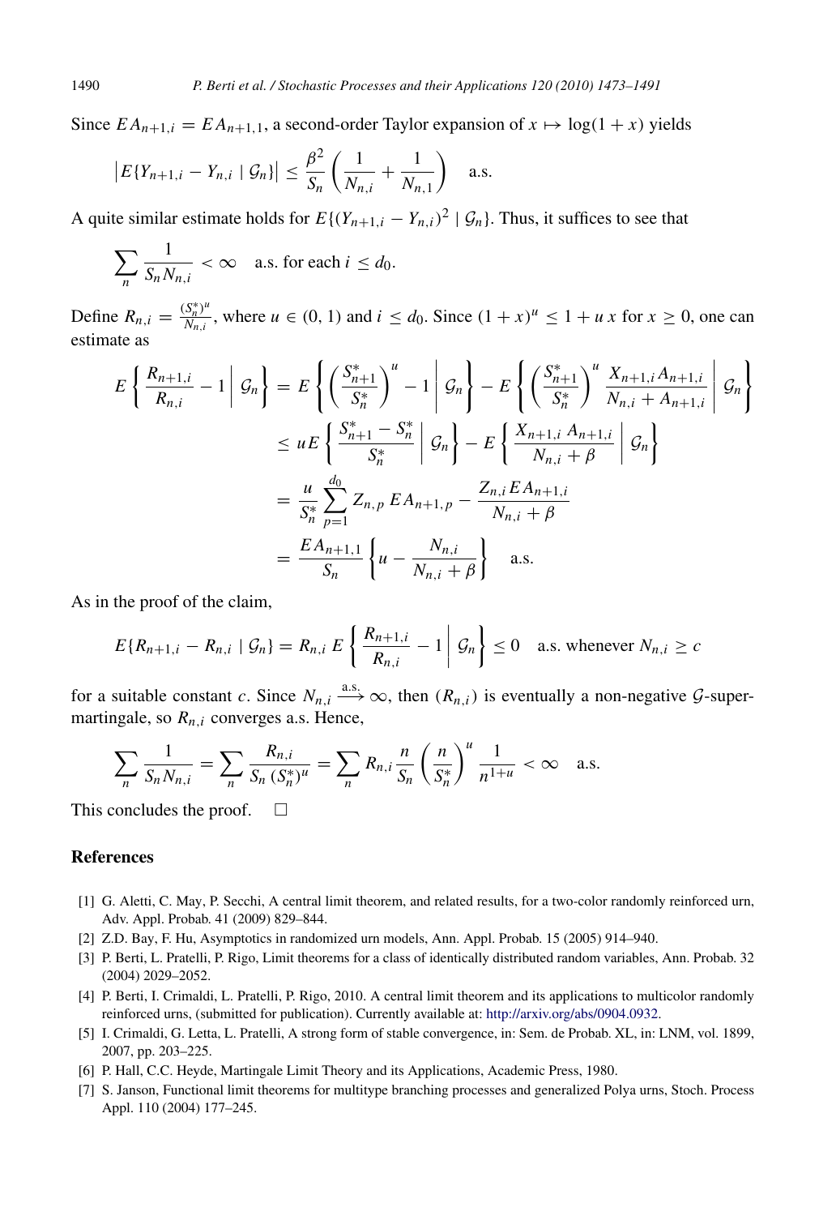Since $EA_{n+1,i} = EA_{n+1,1}$, a second-order Taylor expansion of $x \mapsto \log(1+x)$ yields

$$\left|E\{Y_{n+1,i} - Y_{n,i} \mid \mathcal{G}_n\}\right| \leq \frac{\beta^2}{S_n}\left(\frac{1}{N_{n,i}} + \frac{1}{N_{n,1}}\right) \quad \text{a.s.}$$

A quite similar estimate holds for $E\{(Y_{n+1,i} - Y_{n,i})^2 \mid \mathcal{G}_n\}$. Thus, it suffices to see that

$$\sum_n \frac{1}{S_n N_{n,i}} < \infty \quad \text{a.s. for each } i \leq d_0.$$

Define $R_{n,i} = \frac{(S_n^*)^u}{N_{n,i}}$, where $u \in (0,1)$ and $i \leq d_0$. Since $(1+x)^u \leq 1 + u\,x$ for $x \geq 0$, one can estimate as

$$\begin{aligned}
E\left\{\frac{R_{n+1,i}}{R_{n,i}} - 1 \,\middle|\, \mathcal{G}_n\right\} &= E\left\{\left(\frac{S_{n+1}^*}{S_n^*}\right)^u - 1 \,\middle|\, \mathcal{G}_n\right\} - E\left\{\left(\frac{S_{n+1}^*}{S_n^*}\right)^u \frac{X_{n+1,i}A_{n+1,i}}{N_{n,i} + A_{n+1,i}} \,\middle|\, \mathcal{G}_n\right\} \\
&\leq uE\left\{\frac{S_{n+1}^* - S_n^*}{S_n^*} \,\middle|\, \mathcal{G}_n\right\} - E\left\{\frac{X_{n+1,i}\,A_{n+1,i}}{N_{n,i} + \beta} \,\middle|\, \mathcal{G}_n\right\} \\
&= \frac{u}{S_n^*}\sum_{p=1}^{d_0} Z_{n,p}\,EA_{n+1,p} - \frac{Z_{n,i}\,EA_{n+1,i}}{N_{n,i} + \beta} \\
&= \frac{EA_{n+1,1}}{S_n}\left\{u - \frac{N_{n,i}}{N_{n,i} + \beta}\right\} \quad \text{a.s.}
\end{aligned}$$

As in the proof of the claim,

$$E\{R_{n+1,i} - R_{n,i} \mid \mathcal{G}_n\} = R_{n,i}\,E\left\{\frac{R_{n+1,i}}{R_{n,i}} - 1 \,\middle|\, \mathcal{G}_n\right\} \leq 0 \quad \text{a.s. whenever } N_{n,i} \geq c$$

for a suitable constant $c$. Since $N_{n,i} \xrightarrow{\text{a.s.}} \infty$, then $(R_{n,i})$ is eventually a non-negative $\mathcal{G}$-super-martingale, so $R_{n,i}$ converges a.s. Hence,

$$\sum_n \frac{1}{S_n N_{n,i}} = \sum_n \frac{R_{n,i}}{S_n\,(S_n^*)^u} = \sum_n R_{n,i}\,\frac{n}{S_n}\left(\frac{n}{S_n^*}\right)^u \frac{1}{n^{1+u}} < \infty \quad \text{a.s.}$$

This concludes the proof. $\square$

## References

[1] G. Aletti, C. May, P. Secchi, A central limit theorem, and related results, for a two-color randomly reinforced urn, Adv. Appl. Probab. 41 (2009) 829–844.

[2] Z.D. Bay, F. Hu, Asymptotics in randomized urn models, Ann. Appl. Probab. 15 (2005) 914–940.

[3] P. Berti, L. Pratelli, P. Rigo, Limit theorems for a class of identically distributed random variables, Ann. Probab. 32 (2004) 2029–2052.

[4] P. Berti, I. Crimaldi, L. Pratelli, P. Rigo, 2010. A central limit theorem and its applications to multicolor randomly reinforced urns, (submitted for publication). Currently available at: http://arxiv.org/abs/0904.0932.

[5] I. Crimaldi, G. Letta, L. Pratelli, A strong form of stable convergence, in: Sem. de Probab. XL, in: LNM, vol. 1899, 2007, pp. 203–225.

[6] P. Hall, C.C. Heyde, Martingale Limit Theory and its Applications, Academic Press, 1980.

[7] S. Janson, Functional limit theorems for multitype branching processes and generalized Polya urns, Stoch. Process Appl. 110 (2004) 177–245.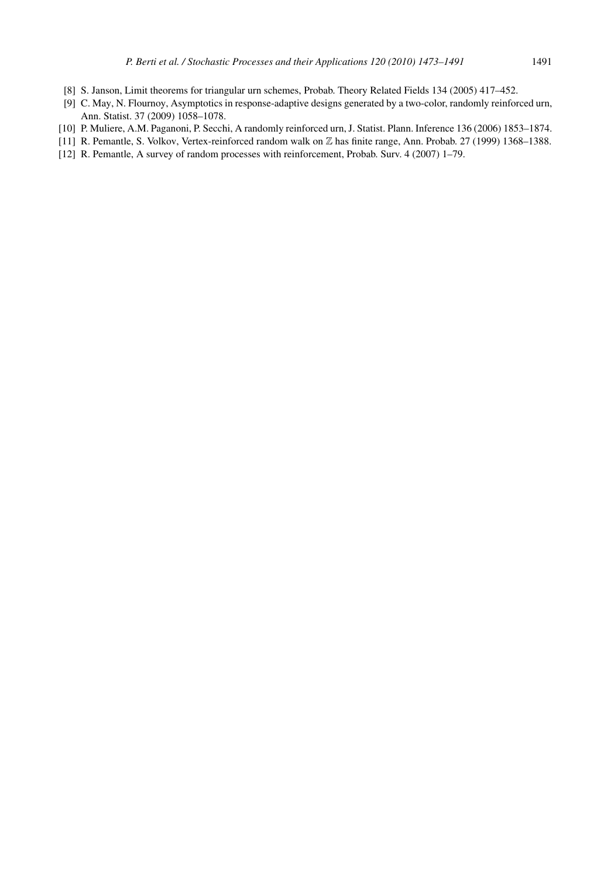[8] S. Janson, Limit theorems for triangular urn schemes, Probab. Theory Related Fields 134 (2005) 417–452.

[9] C. May, N. Flournoy, Asymptotics in response-adaptive designs generated by a two-color, randomly reinforced urn, Ann. Statist. 37 (2009) 1058–1078.

[10] P. Muliere, A.M. Paganoni, P. Secchi, A randomly reinforced urn, J. Statist. Plann. Inference 136 (2006) 1853–1874.

[11] R. Pemantle, S. Volkov, Vertex-reinforced random walk on $\mathbb{Z}$ has finite range, Ann. Probab. 27 (1999) 1368–1388.

[12] R. Pemantle, A survey of random processes with reinforcement, Probab. Surv. 4 (2007) 1–79.